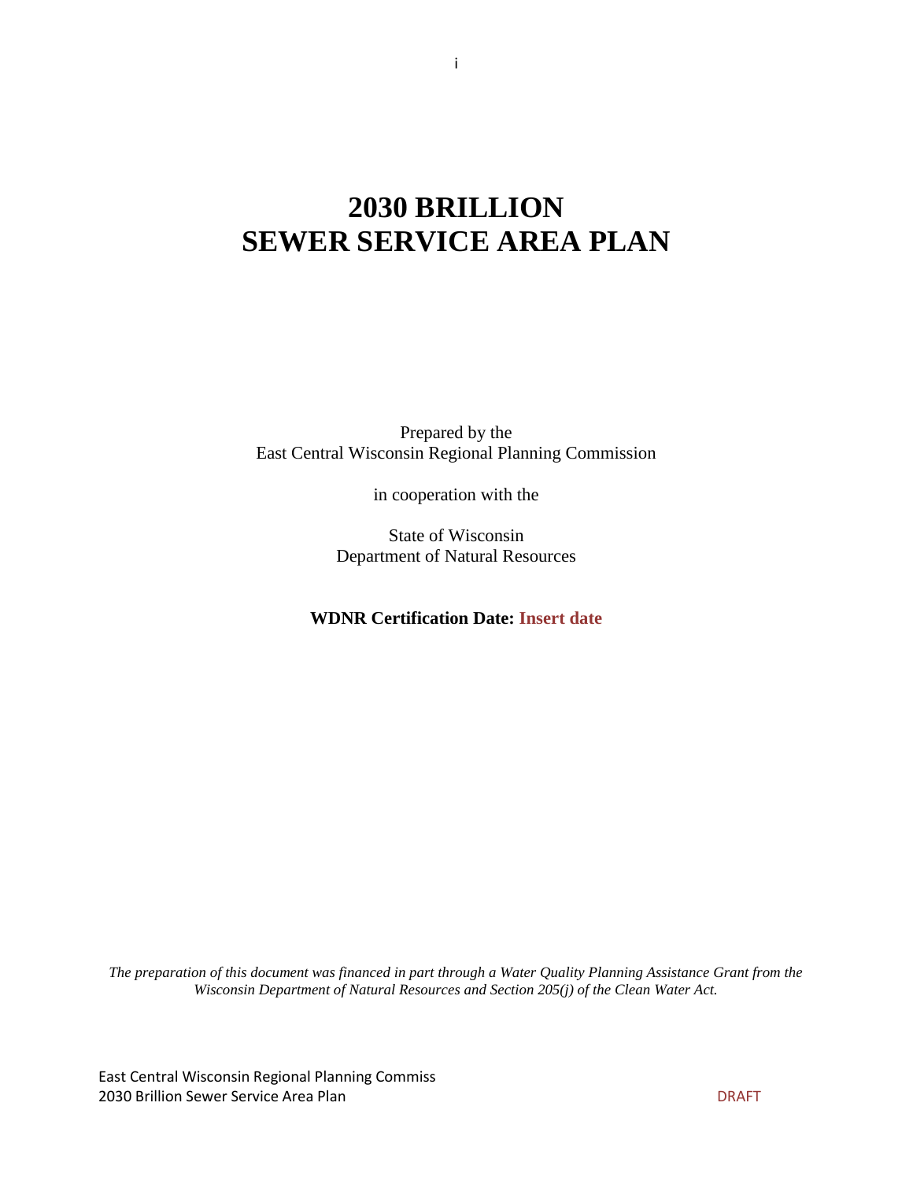# 2030 BRILLION SEWER SERVICE AREA PLAN

Prepared by the
East Central Wisconsin Regional Planning Commission

in cooperation with the

State of Wisconsin
Department of Natural Resources

**WDNR Certification Date: Insert date**

*The preparation of this document was financed in part through a Water Quality Planning Assistance Grant from the Wisconsin Department of Natural Resources and Section 205(j) of the Clean Water Act.*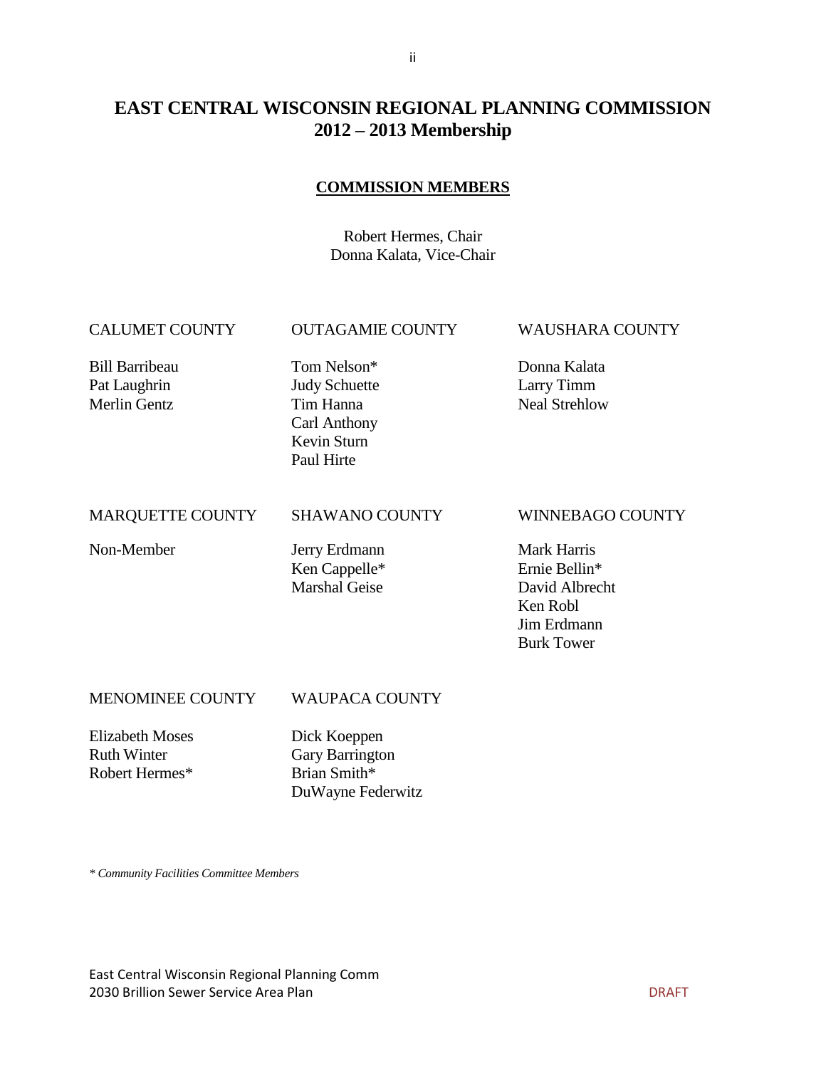# EAST CENTRAL WISCONSIN REGIONAL PLANNING COMMISSION
# 2012 – 2013 Membership

## COMMISSION MEMBERS

Robert Hermes, Chair
Donna Kalata, Vice-Chair

CALUMET COUNTY

Bill Barribeau
Pat Laughrin
Merlin Gentz

OUTAGAMIE COUNTY

Tom Nelson*
Judy Schuette
Tim Hanna
Carl Anthony
Kevin Sturn
Paul Hirte

WAUSHARA COUNTY

Donna Kalata
Larry Timm
Neal Strehlow

MARQUETTE COUNTY

Non-Member

SHAWANO COUNTY

Jerry Erdmann
Ken Cappelle*
Marshal Geise

WINNEBAGO COUNTY

Mark Harris
Ernie Bellin*
David Albrecht
Ken Robl
Jim Erdmann
Burk Tower

MENOMINEE COUNTY

Elizabeth Moses
Ruth Winter
Robert Hermes*

WAUPACA COUNTY

Dick Koeppen
Gary Barrington
Brian Smith*
DuWayne Federwitz

*\* Community Facilities Committee Members*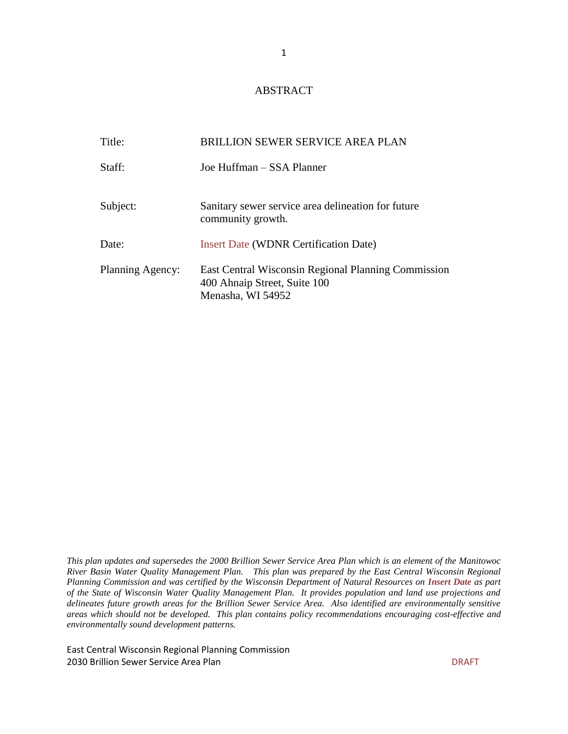# ABSTRACT

| | |
|---|---|
| Title: | BRILLION SEWER SERVICE AREA PLAN |
| Staff: | Joe Huffman – SSA Planner |
| Subject: | Sanitary sewer service area delineation for future community growth. |
| Date: | Insert Date (WDNR Certification Date) |
| Planning Agency: | East Central Wisconsin Regional Planning Commission<br>400 Ahnaip Street, Suite 100<br>Menasha, WI 54952 |

*This plan updates and supersedes the 2000 Brillion Sewer Service Area Plan which is an element of the Manitowoc River Basin Water Quality Management Plan. This plan was prepared by the East Central Wisconsin Regional Planning Commission and was certified by the Wisconsin Department of Natural Resources on **Insert Date** as part of the State of Wisconsin Water Quality Management Plan. It provides population and land use projections and delineates future growth areas for the Brillion Sewer Service Area. Also identified are environmentally sensitive areas which should not be developed. This plan contains policy recommendations encouraging cost-effective and environmentally sound development patterns.*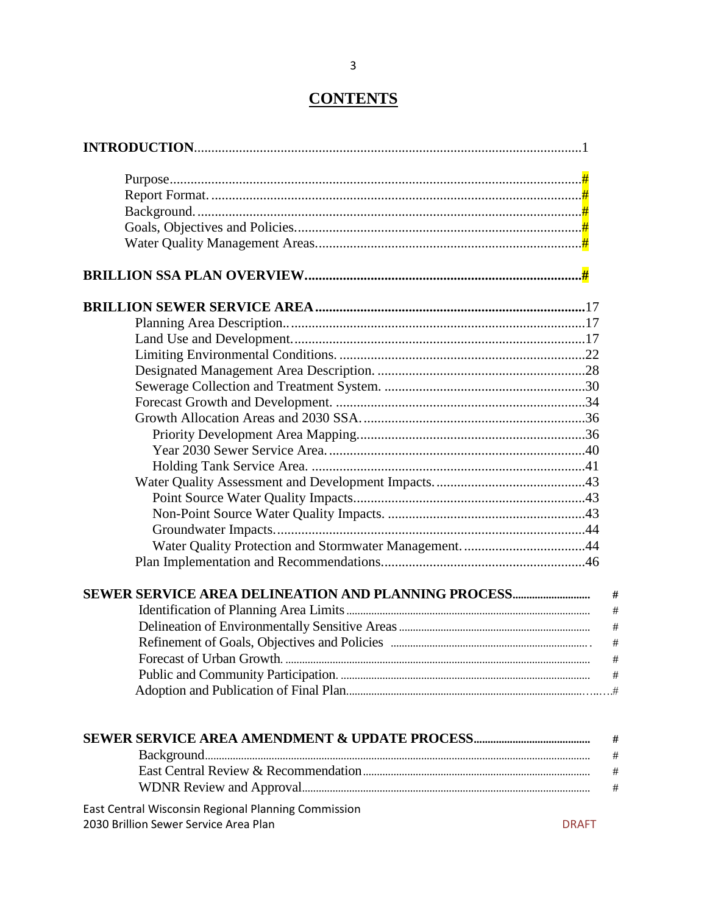# CONTENTS

| | |
|---|---|
| **INTRODUCTION** | 1 |
| Purpose | # |
| Report Format. | # |
| Background. | # |
| Goals, Objectives and Policies. | # |
| Water Quality Management Areas. | # |
| **BRILLION SSA PLAN OVERVIEW** | **#** |
| **BRILLION SEWER SERVICE AREA** | 17 |
| Planning Area Description.. | 17 |
| Land Use and Development. | 17 |
| Limiting Environmental Conditions. | 22 |
| Designated Management Area Description. | 28 |
| Sewerage Collection and Treatment System. | 30 |
| Forecast Growth and Development. | 34 |
| Growth Allocation Areas and 2030 SSA. | 36 |
| Priority Development Area Mapping. | 36 |
| Year 2030 Sewer Service Area. | 40 |
| Holding Tank Service Area. | 41 |
| Water Quality Assessment and Development Impacts. | 43 |
| Point Source Water Quality Impacts. | 43 |
| Non-Point Source Water Quality Impacts. | 43 |
| Groundwater Impacts. | 44 |
| Water Quality Protection and Stormwater Management. | 44 |
| Plan Implementation and Recommendations. | 46 |
| **SEWER SERVICE AREA DELINEATION AND PLANNING PROCESS** | # |
| Identification of Planning Area Limits | # |
| Delineation of Environmentally Sensitive Areas | # |
| Refinement of Goals, Objectives and Policies | # |
| Forecast of Urban Growth. | # |
| Public and Community Participation. | # |
| Adoption and Publication of Final Plan. | # |
| **SEWER SERVICE AREA AMENDMENT & UPDATE PROCESS** | # |
| Background | # |
| East Central Review & Recommendation | # |
| WDNR Review and Approval | # |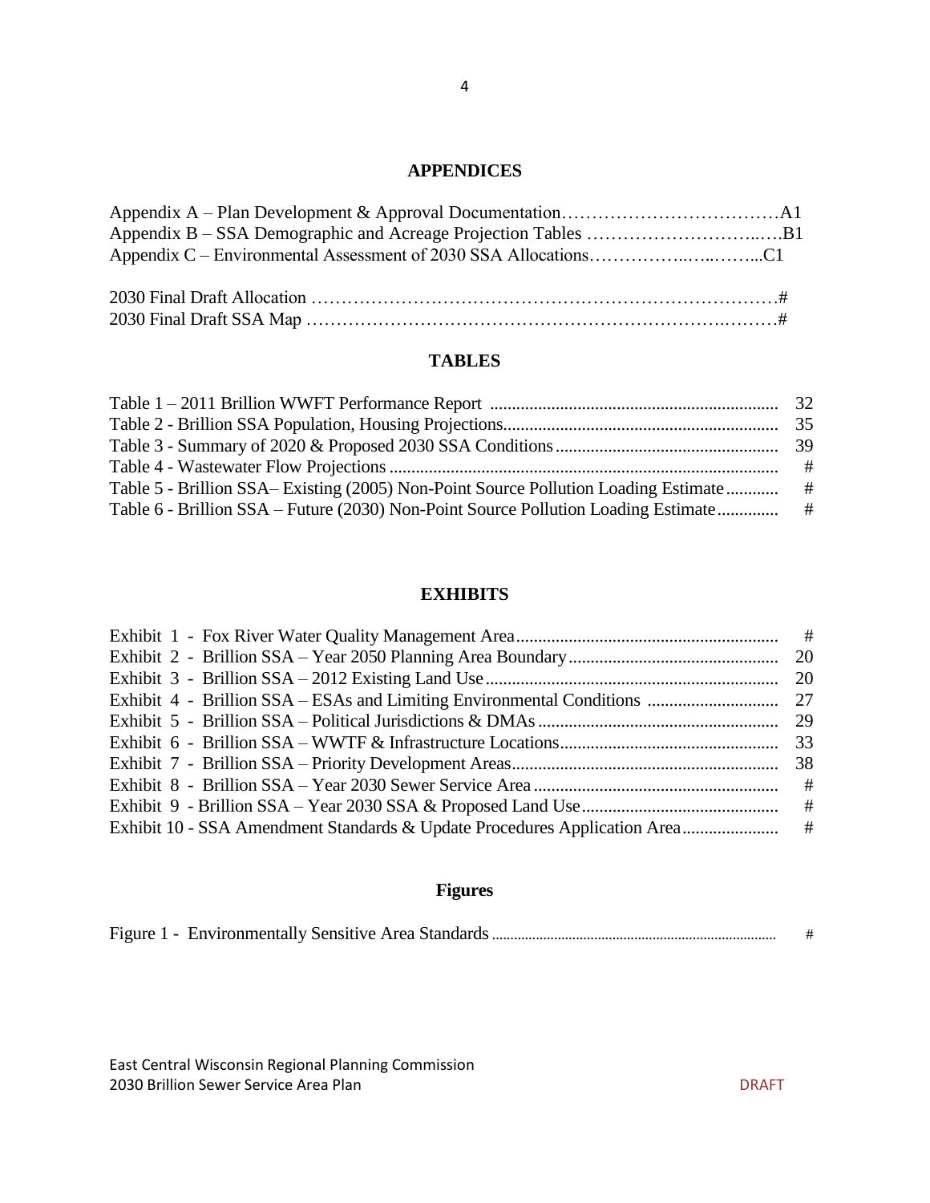## APPENDICES

Appendix A – Plan Development & Approval Documentation……………………………….A1
Appendix B – SSA Demographic and Acreage Projection Tables …………………….….B1
Appendix C – Environmental Assessment of 2030 SSA Allocations……………..…..……...C1

2030 Final Draft Allocation …………………………………………………………………#
2030 Final Draft SSA Map ……………………………………………………….………#

## TABLES

Table 1 – 2011 Brillion WWFT Performance Report ........................................................... 32
Table 2 - Brillion SSA Population, Housing Projections........................................................ 35
Table 3 - Summary of 2020 & Proposed 2030 SSA Conditions............................................. 39
Table 4 - Wastewater Flow Projections .................................................................................. #
Table 5 - Brillion SSA– Existing (2005) Non-Point Source Pollution Loading Estimate............ #
Table 6 - Brillion SSA – Future (2030) Non-Point Source Pollution Loading Estimate............. #

## EXHIBITS

Exhibit 1 - Fox River Water Quality Management Area........................................................ #
Exhibit 2 - Brillion SSA – Year 2050 Planning Area Boundary.............................................. 20
Exhibit 3 - Brillion SSA – 2012 Existing Land Use............................................................... 20
Exhibit 4 - Brillion SSA – ESAs and Limiting Environmental Conditions .............................. 27
Exhibit 5 - Brillion SSA – Political Jurisdictions & DMAs..................................................... 29
Exhibit 6 - Brillion SSA – WWTF & Infrastructure Locations................................................ 33
Exhibit 7 - Brillion SSA – Priority Development Areas.......................................................... 38
Exhibit 8 - Brillion SSA – Year 2030 Sewer Service Area..................................................... #
Exhibit 9 - Brillion SSA – Year 2030 SSA & Proposed Land Use.......................................... #
Exhibit 10 - SSA Amendment Standards & Update Procedures Application Area..................... #

## Figures

Figure 1 - Environmentally Sensitive Area Standards ............................................................ #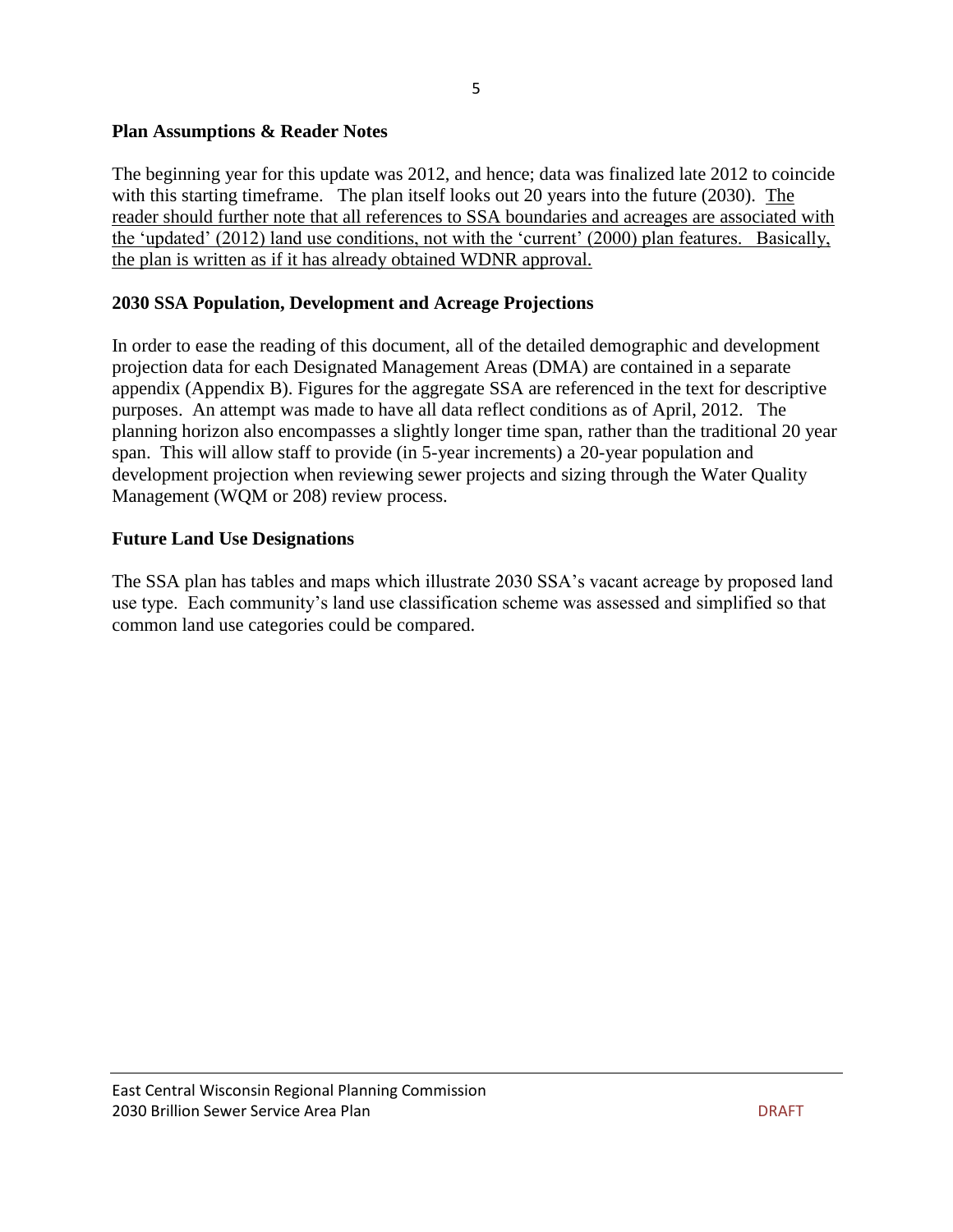## Plan Assumptions & Reader Notes

The beginning year for this update was 2012, and hence; data was finalized late 2012 to coincide with this starting timeframe. The plan itself looks out 20 years into the future (2030). <u>The reader should further note that all references to SSA boundaries and acreages are associated with the 'updated' (2012) land use conditions, not with the 'current' (2000) plan features. Basically, the plan is written as if it has already obtained WDNR approval.</u>

## 2030 SSA Population, Development and Acreage Projections

In order to ease the reading of this document, all of the detailed demographic and development projection data for each Designated Management Areas (DMA) are contained in a separate appendix (Appendix B). Figures for the aggregate SSA are referenced in the text for descriptive purposes. An attempt was made to have all data reflect conditions as of April, 2012. The planning horizon also encompasses a slightly longer time span, rather than the traditional 20 year span. This will allow staff to provide (in 5-year increments) a 20-year population and development projection when reviewing sewer projects and sizing through the Water Quality Management (WQM or 208) review process.

## Future Land Use Designations

The SSA plan has tables and maps which illustrate 2030 SSA's vacant acreage by proposed land use type. Each community's land use classification scheme was assessed and simplified so that common land use categories could be compared.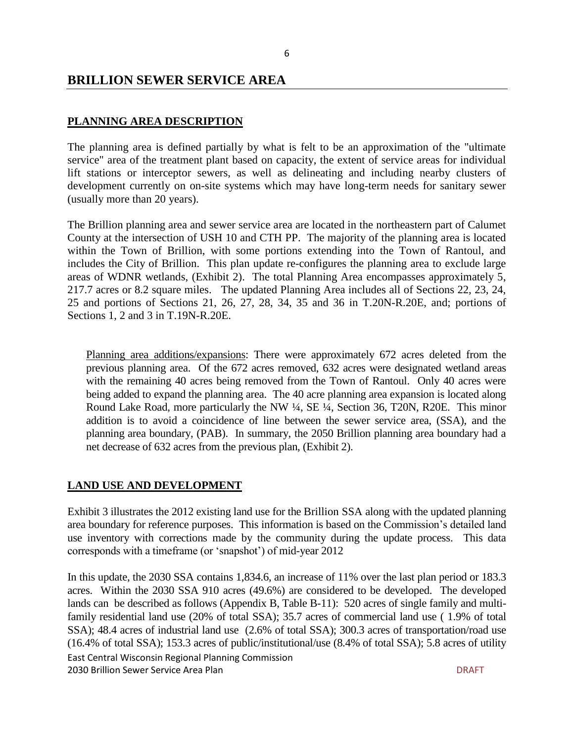# BRILLION SEWER SERVICE AREA

## PLANNING AREA DESCRIPTION

The planning area is defined partially by what is felt to be an approximation of the "ultimate service" area of the treatment plant based on capacity, the extent of service areas for individual lift stations or interceptor sewers, as well as delineating and including nearby clusters of development currently on on-site systems which may have long-term needs for sanitary sewer (usually more than 20 years).

The Brillion planning area and sewer service area are located in the northeastern part of Calumet County at the intersection of USH 10 and CTH PP. The majority of the planning area is located within the Town of Brillion, with some portions extending into the Town of Rantoul, and includes the City of Brillion. This plan update re-configures the planning area to exclude large areas of WDNR wetlands, (Exhibit 2). The total Planning Area encompasses approximately 5, 217.7 acres or 8.2 square miles. The updated Planning Area includes all of Sections 22, 23, 24, 25 and portions of Sections 21, 26, 27, 28, 34, 35 and 36 in T.20N-R.20E, and; portions of Sections 1, 2 and 3 in T.19N-R.20E.

<u>Planning area additions/expansions</u>: There were approximately 672 acres deleted from the previous planning area. Of the 672 acres removed, 632 acres were designated wetland areas with the remaining 40 acres being removed from the Town of Rantoul. Only 40 acres were being added to expand the planning area. The 40 acre planning area expansion is located along Round Lake Road, more particularly the NW ¼, SE ¼, Section 36, T20N, R20E. This minor addition is to avoid a coincidence of line between the sewer service area, (SSA), and the planning area boundary, (PAB). In summary, the 2050 Brillion planning area boundary had a net decrease of 632 acres from the previous plan, (Exhibit 2).

## LAND USE AND DEVELOPMENT

Exhibit 3 illustrates the 2012 existing land use for the Brillion SSA along with the updated planning area boundary for reference purposes. This information is based on the Commission's detailed land use inventory with corrections made by the community during the update process. This data corresponds with a timeframe (or 'snapshot') of mid-year 2012

In this update, the 2030 SSA contains 1,834.6, an increase of 11% over the last plan period or 183.3 acres. Within the 2030 SSA 910 acres (49.6%) are considered to be developed. The developed lands can be described as follows (Appendix B, Table B-11): 520 acres of single family and multi-family residential land use (20% of total SSA); 35.7 acres of commercial land use ( 1.9% of total SSA); 48.4 acres of industrial land use (2.6% of total SSA); 300.3 acres of transportation/road use (16.4% of total SSA); 153.3 acres of public/institutional/use (8.4% of total SSA); 5.8 acres of utility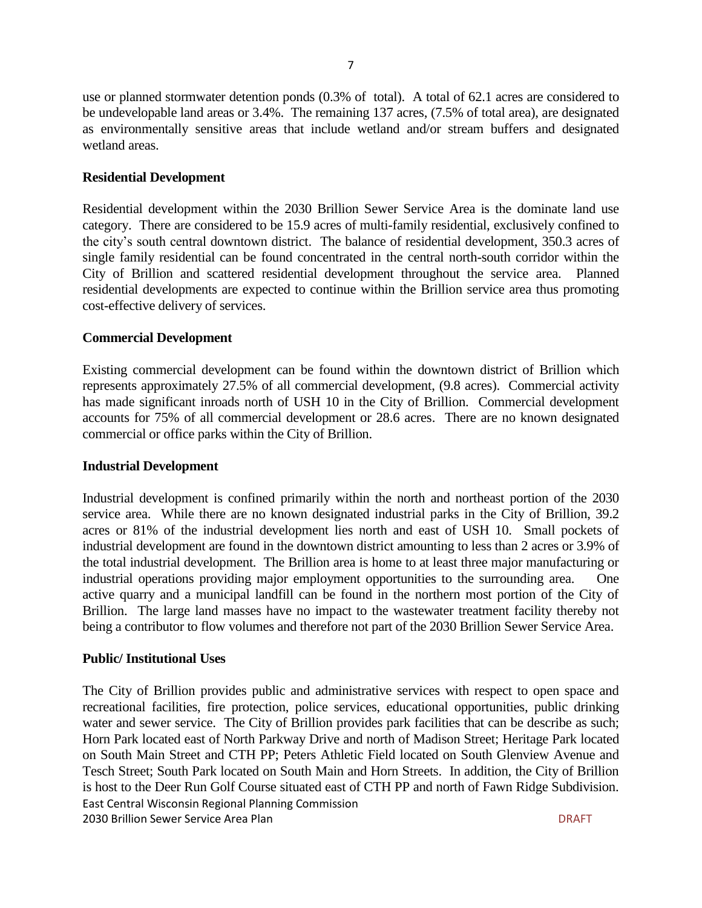use or planned stormwater detention ponds (0.3% of total). A total of 62.1 acres are considered to be undevelopable land areas or 3.4%. The remaining 137 acres, (7.5% of total area), are designated as environmentally sensitive areas that include wetland and/or stream buffers and designated wetland areas.

**Residential Development**

Residential development within the 2030 Brillion Sewer Service Area is the dominate land use category. There are considered to be 15.9 acres of multi-family residential, exclusively confined to the city's south central downtown district. The balance of residential development, 350.3 acres of single family residential can be found concentrated in the central north-south corridor within the City of Brillion and scattered residential development throughout the service area. Planned residential developments are expected to continue within the Brillion service area thus promoting cost-effective delivery of services.

**Commercial Development**

Existing commercial development can be found within the downtown district of Brillion which represents approximately 27.5% of all commercial development, (9.8 acres). Commercial activity has made significant inroads north of USH 10 in the City of Brillion. Commercial development accounts for 75% of all commercial development or 28.6 acres. There are no known designated commercial or office parks within the City of Brillion.

**Industrial Development**

Industrial development is confined primarily within the north and northeast portion of the 2030 service area. While there are no known designated industrial parks in the City of Brillion, 39.2 acres or 81% of the industrial development lies north and east of USH 10. Small pockets of industrial development are found in the downtown district amounting to less than 2 acres or 3.9% of the total industrial development. The Brillion area is home to at least three major manufacturing or industrial operations providing major employment opportunities to the surrounding area. One active quarry and a municipal landfill can be found in the northern most portion of the City of Brillion. The large land masses have no impact to the wastewater treatment facility thereby not being a contributor to flow volumes and therefore not part of the 2030 Brillion Sewer Service Area.

**Public/ Institutional Uses**

The City of Brillion provides public and administrative services with respect to open space and recreational facilities, fire protection, police services, educational opportunities, public drinking water and sewer service. The City of Brillion provides park facilities that can be describe as such; Horn Park located east of North Parkway Drive and north of Madison Street; Heritage Park located on South Main Street and CTH PP; Peters Athletic Field located on South Glenview Avenue and Tesch Street; South Park located on South Main and Horn Streets. In addition, the City of Brillion is host to the Deer Run Golf Course situated east of CTH PP and north of Fawn Ridge Subdivision.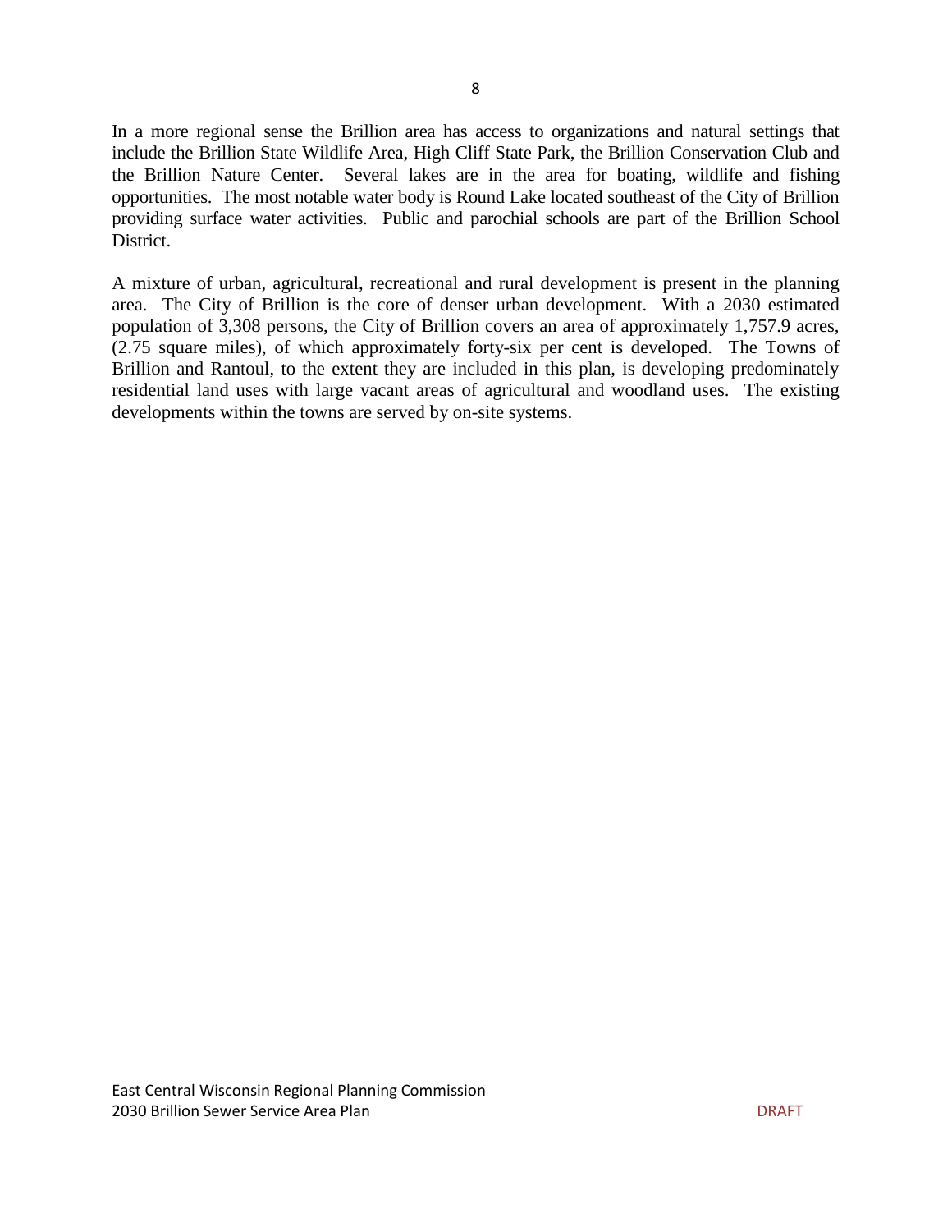In a more regional sense the Brillion area has access to organizations and natural settings that include the Brillion State Wildlife Area, High Cliff State Park, the Brillion Conservation Club and the Brillion Nature Center. Several lakes are in the area for boating, wildlife and fishing opportunities. The most notable water body is Round Lake located southeast of the City of Brillion providing surface water activities. Public and parochial schools are part of the Brillion School District.

A mixture of urban, agricultural, recreational and rural development is present in the planning area. The City of Brillion is the core of denser urban development. With a 2030 estimated population of 3,308 persons, the City of Brillion covers an area of approximately 1,757.9 acres, (2.75 square miles), of which approximately forty-six per cent is developed. The Towns of Brillion and Rantoul, to the extent they are included in this plan, is developing predominately residential land uses with large vacant areas of agricultural and woodland uses. The existing developments within the towns are served by on-site systems.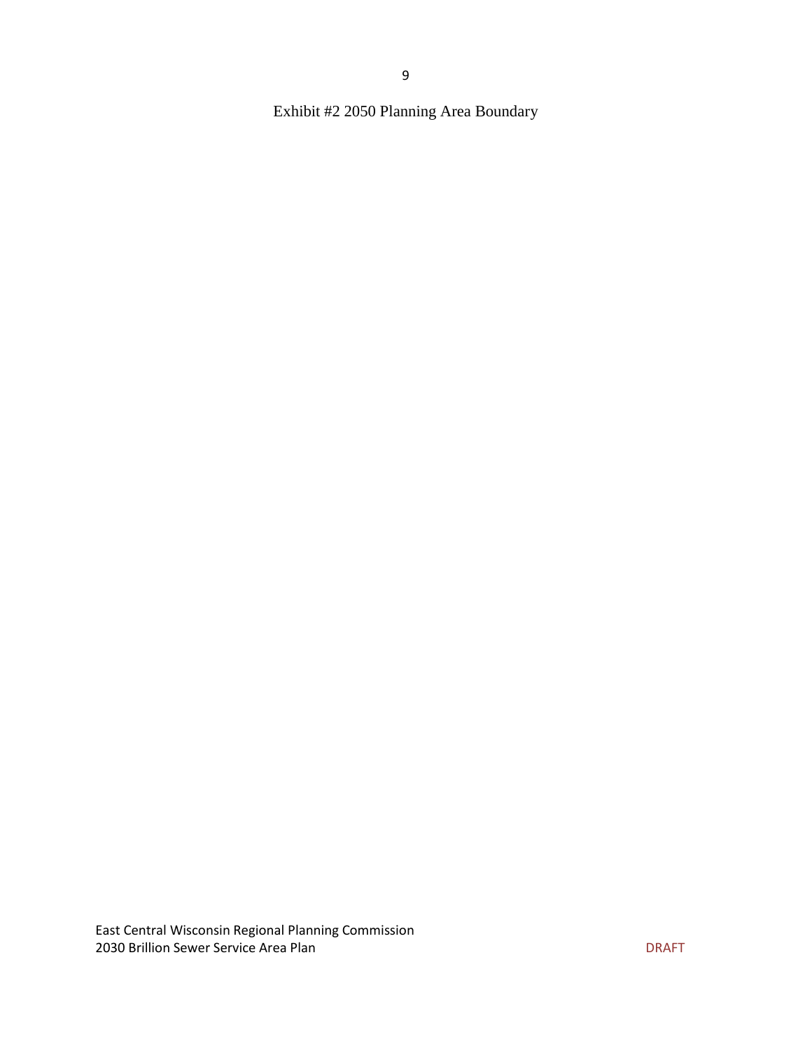Exhibit #2 2050 Planning Area Boundary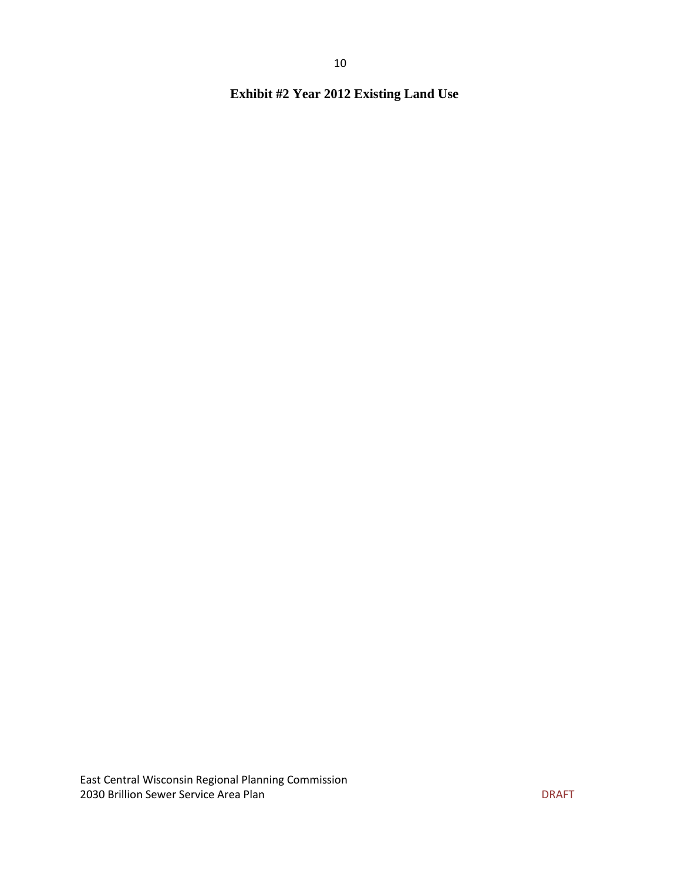**Exhibit #2 Year 2012 Existing Land Use**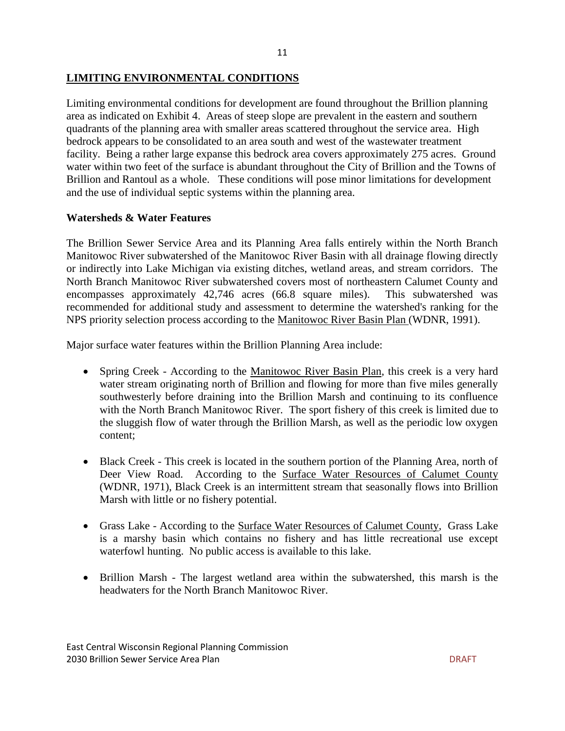## LIMITING ENVIRONMENTAL CONDITIONS

Limiting environmental conditions for development are found throughout the Brillion planning area as indicated on Exhibit 4. Areas of steep slope are prevalent in the eastern and southern quadrants of the planning area with smaller areas scattered throughout the service area. High bedrock appears to be consolidated to an area south and west of the wastewater treatment facility. Being a rather large expanse this bedrock area covers approximately 275 acres. Ground water within two feet of the surface is abundant throughout the City of Brillion and the Towns of Brillion and Rantoul as a whole. These conditions will pose minor limitations for development and the use of individual septic systems within the planning area.

### Watersheds & Water Features

The Brillion Sewer Service Area and its Planning Area falls entirely within the North Branch Manitowoc River subwatershed of the Manitowoc River Basin with all drainage flowing directly or indirectly into Lake Michigan via existing ditches, wetland areas, and stream corridors. The North Branch Manitowoc River subwatershed covers most of northeastern Calumet County and encompasses approximately 42,746 acres (66.8 square miles). This subwatershed was recommended for additional study and assessment to determine the watershed's ranking for the NPS priority selection process according to the Manitowoc River Basin Plan (WDNR, 1991).

Major surface water features within the Brillion Planning Area include:

- Spring Creek - According to the Manitowoc River Basin Plan, this creek is a very hard water stream originating north of Brillion and flowing for more than five miles generally southwesterly before draining into the Brillion Marsh and continuing to its confluence with the North Branch Manitowoc River. The sport fishery of this creek is limited due to the sluggish flow of water through the Brillion Marsh, as well as the periodic low oxygen content;

- Black Creek - This creek is located in the southern portion of the Planning Area, north of Deer View Road. According to the Surface Water Resources of Calumet County (WDNR, 1971), Black Creek is an intermittent stream that seasonally flows into Brillion Marsh with little or no fishery potential.

- Grass Lake - According to the Surface Water Resources of Calumet County, Grass Lake is a marshy basin which contains no fishery and has little recreational use except waterfowl hunting. No public access is available to this lake.

- Brillion Marsh - The largest wetland area within the subwatershed, this marsh is the headwaters for the North Branch Manitowoc River.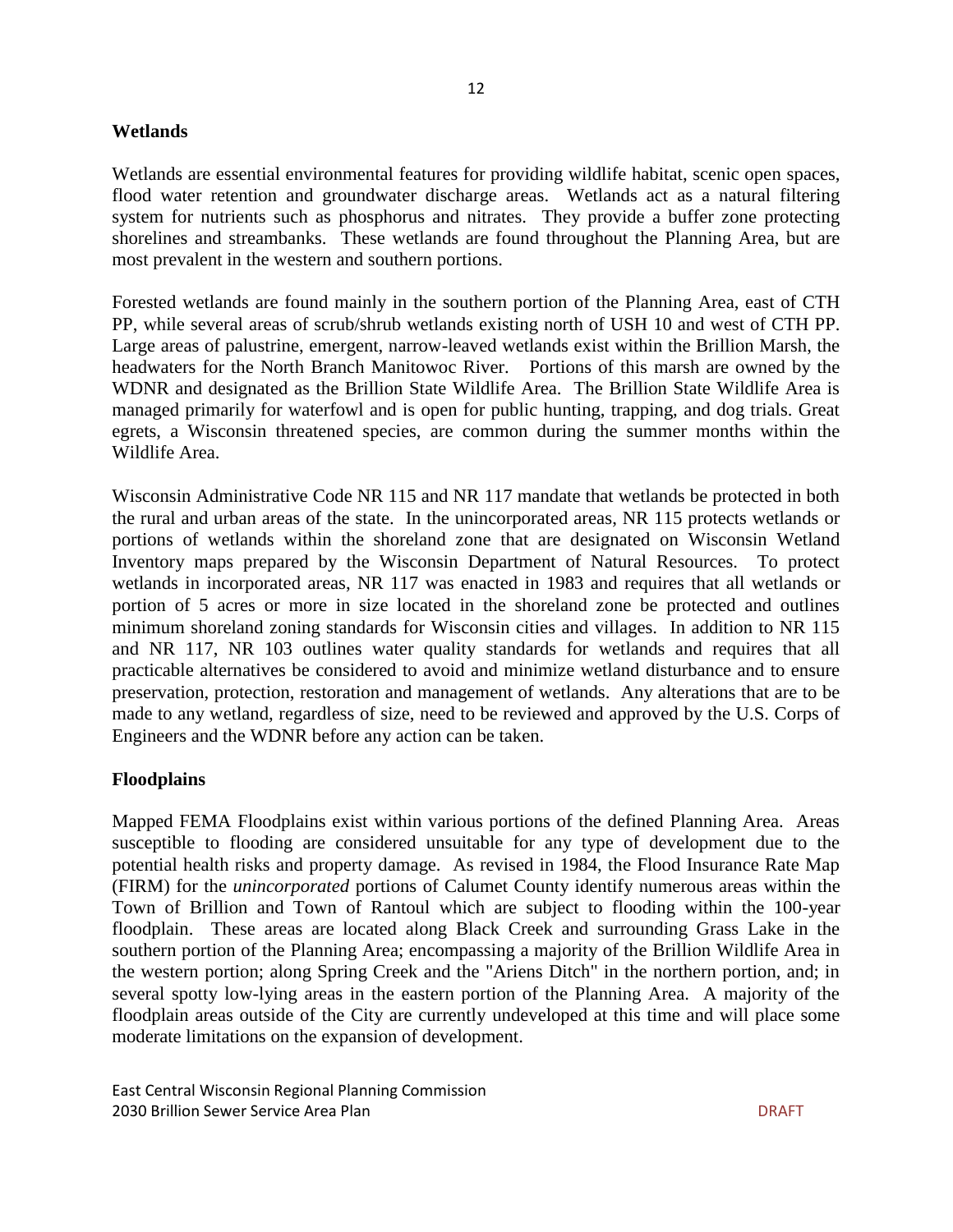## Wetlands

Wetlands are essential environmental features for providing wildlife habitat, scenic open spaces, flood water retention and groundwater discharge areas. Wetlands act as a natural filtering system for nutrients such as phosphorus and nitrates. They provide a buffer zone protecting shorelines and streambanks. These wetlands are found throughout the Planning Area, but are most prevalent in the western and southern portions.

Forested wetlands are found mainly in the southern portion of the Planning Area, east of CTH PP, while several areas of scrub/shrub wetlands existing north of USH 10 and west of CTH PP. Large areas of palustrine, emergent, narrow-leaved wetlands exist within the Brillion Marsh, the headwaters for the North Branch Manitowoc River. Portions of this marsh are owned by the WDNR and designated as the Brillion State Wildlife Area. The Brillion State Wildlife Area is managed primarily for waterfowl and is open for public hunting, trapping, and dog trials. Great egrets, a Wisconsin threatened species, are common during the summer months within the Wildlife Area.

Wisconsin Administrative Code NR 115 and NR 117 mandate that wetlands be protected in both the rural and urban areas of the state. In the unincorporated areas, NR 115 protects wetlands or portions of wetlands within the shoreland zone that are designated on Wisconsin Wetland Inventory maps prepared by the Wisconsin Department of Natural Resources. To protect wetlands in incorporated areas, NR 117 was enacted in 1983 and requires that all wetlands or portion of 5 acres or more in size located in the shoreland zone be protected and outlines minimum shoreland zoning standards for Wisconsin cities and villages. In addition to NR 115 and NR 117, NR 103 outlines water quality standards for wetlands and requires that all practicable alternatives be considered to avoid and minimize wetland disturbance and to ensure preservation, protection, restoration and management of wetlands. Any alterations that are to be made to any wetland, regardless of size, need to be reviewed and approved by the U.S. Corps of Engineers and the WDNR before any action can be taken.

## Floodplains

Mapped FEMA Floodplains exist within various portions of the defined Planning Area. Areas susceptible to flooding are considered unsuitable for any type of development due to the potential health risks and property damage. As revised in 1984, the Flood Insurance Rate Map (FIRM) for the *unincorporated* portions of Calumet County identify numerous areas within the Town of Brillion and Town of Rantoul which are subject to flooding within the 100-year floodplain. These areas are located along Black Creek and surrounding Grass Lake in the southern portion of the Planning Area; encompassing a majority of the Brillion Wildlife Area in the western portion; along Spring Creek and the "Ariens Ditch" in the northern portion, and; in several spotty low-lying areas in the eastern portion of the Planning Area. A majority of the floodplain areas outside of the City are currently undeveloped at this time and will place some moderate limitations on the expansion of development.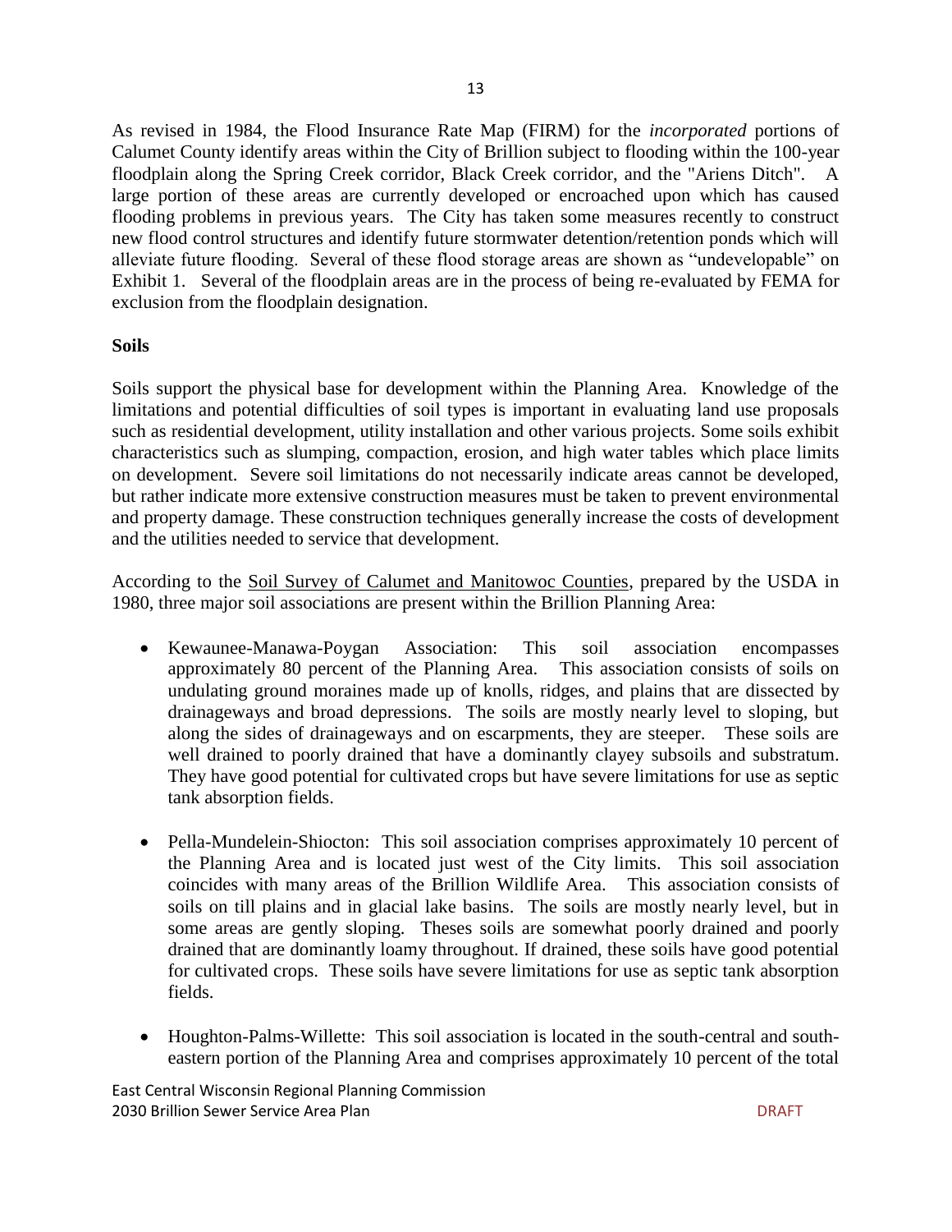As revised in 1984, the Flood Insurance Rate Map (FIRM) for the *incorporated* portions of Calumet County identify areas within the City of Brillion subject to flooding within the 100-year floodplain along the Spring Creek corridor, Black Creek corridor, and the "Ariens Ditch". A large portion of these areas are currently developed or encroached upon which has caused flooding problems in previous years. The City has taken some measures recently to construct new flood control structures and identify future stormwater detention/retention ponds which will alleviate future flooding. Several of these flood storage areas are shown as "undevelopable" on Exhibit 1. Several of the floodplain areas are in the process of being re-evaluated by FEMA for exclusion from the floodplain designation.

**Soils**

Soils support the physical base for development within the Planning Area. Knowledge of the limitations and potential difficulties of soil types is important in evaluating land use proposals such as residential development, utility installation and other various projects. Some soils exhibit characteristics such as slumping, compaction, erosion, and high water tables which place limits on development. Severe soil limitations do not necessarily indicate areas cannot be developed, but rather indicate more extensive construction measures must be taken to prevent environmental and property damage. These construction techniques generally increase the costs of development and the utilities needed to service that development.

According to the Soil Survey of Calumet and Manitowoc Counties, prepared by the USDA in 1980, three major soil associations are present within the Brillion Planning Area:

- Kewaunee-Manawa-Poygan Association: This soil association encompasses approximately 80 percent of the Planning Area. This association consists of soils on undulating ground moraines made up of knolls, ridges, and plains that are dissected by drainageways and broad depressions. The soils are mostly nearly level to sloping, but along the sides of drainageways and on escarpments, they are steeper. These soils are well drained to poorly drained that have a dominantly clayey subsoils and substratum. They have good potential for cultivated crops but have severe limitations for use as septic tank absorption fields.

- Pella-Mundelein-Shiocton: This soil association comprises approximately 10 percent of the Planning Area and is located just west of the City limits. This soil association coincides with many areas of the Brillion Wildlife Area. This association consists of soils on till plains and in glacial lake basins. The soils are mostly nearly level, but in some areas are gently sloping. Theses soils are somewhat poorly drained and poorly drained that are dominantly loamy throughout. If drained, these soils have good potential for cultivated crops. These soils have severe limitations for use as septic tank absorption fields.

- Houghton-Palms-Willette: This soil association is located in the south-central and south-eastern portion of the Planning Area and comprises approximately 10 percent of the total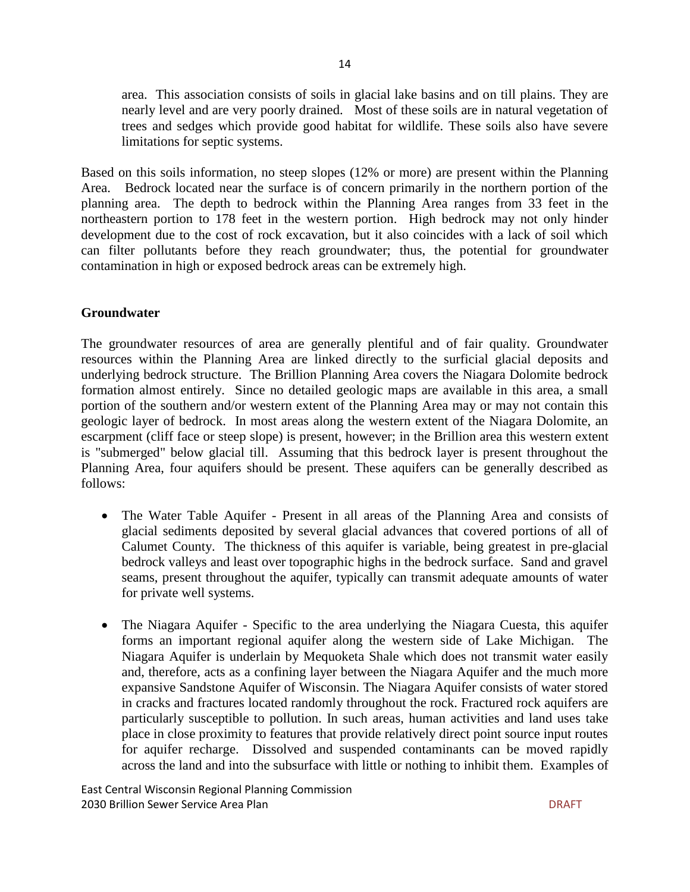area. This association consists of soils in glacial lake basins and on till plains. They are nearly level and are very poorly drained. Most of these soils are in natural vegetation of trees and sedges which provide good habitat for wildlife. These soils also have severe limitations for septic systems.

Based on this soils information, no steep slopes (12% or more) are present within the Planning Area. Bedrock located near the surface is of concern primarily in the northern portion of the planning area. The depth to bedrock within the Planning Area ranges from 33 feet in the northeastern portion to 178 feet in the western portion. High bedrock may not only hinder development due to the cost of rock excavation, but it also coincides with a lack of soil which can filter pollutants before they reach groundwater; thus, the potential for groundwater contamination in high or exposed bedrock areas can be extremely high.

**Groundwater**

The groundwater resources of area are generally plentiful and of fair quality. Groundwater resources within the Planning Area are linked directly to the surficial glacial deposits and underlying bedrock structure. The Brillion Planning Area covers the Niagara Dolomite bedrock formation almost entirely. Since no detailed geologic maps are available in this area, a small portion of the southern and/or western extent of the Planning Area may or may not contain this geologic layer of bedrock. In most areas along the western extent of the Niagara Dolomite, an escarpment (cliff face or steep slope) is present, however; in the Brillion area this western extent is "submerged" below glacial till. Assuming that this bedrock layer is present throughout the Planning Area, four aquifers should be present. These aquifers can be generally described as follows:

- The Water Table Aquifer - Present in all areas of the Planning Area and consists of glacial sediments deposited by several glacial advances that covered portions of all of Calumet County. The thickness of this aquifer is variable, being greatest in pre-glacial bedrock valleys and least over topographic highs in the bedrock surface. Sand and gravel seams, present throughout the aquifer, typically can transmit adequate amounts of water for private well systems.

- The Niagara Aquifer - Specific to the area underlying the Niagara Cuesta, this aquifer forms an important regional aquifer along the western side of Lake Michigan. The Niagara Aquifer is underlain by Mequoketa Shale which does not transmit water easily and, therefore, acts as a confining layer between the Niagara Aquifer and the much more expansive Sandstone Aquifer of Wisconsin. The Niagara Aquifer consists of water stored in cracks and fractures located randomly throughout the rock. Fractured rock aquifers are particularly susceptible to pollution. In such areas, human activities and land uses take place in close proximity to features that provide relatively direct point source input routes for aquifer recharge. Dissolved and suspended contaminants can be moved rapidly across the land and into the subsurface with little or nothing to inhibit them. Examples of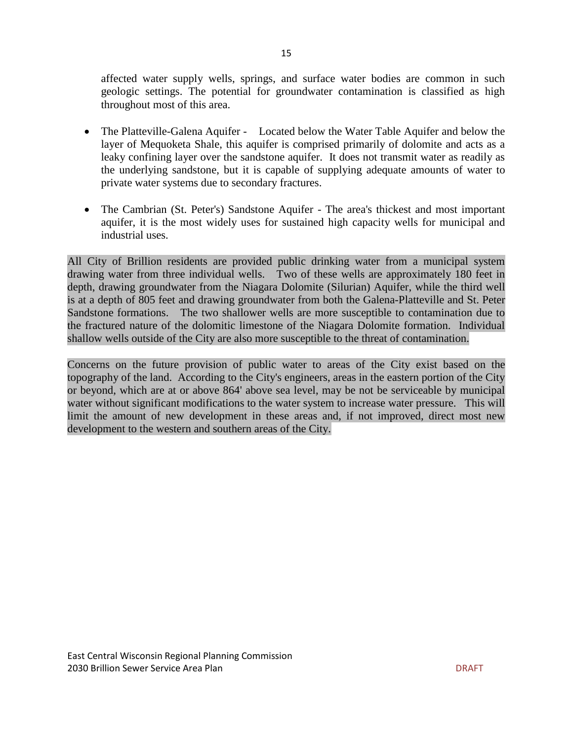affected water supply wells, springs, and surface water bodies are common in such geologic settings. The potential for groundwater contamination is classified as high throughout most of this area.

- The Platteville-Galena Aquifer - Located below the Water Table Aquifer and below the layer of Mequoketa Shale, this aquifer is comprised primarily of dolomite and acts as a leaky confining layer over the sandstone aquifer. It does not transmit water as readily as the underlying sandstone, but it is capable of supplying adequate amounts of water to private water systems due to secondary fractures.

- The Cambrian (St. Peter's) Sandstone Aquifer - The area's thickest and most important aquifer, it is the most widely uses for sustained high capacity wells for municipal and industrial uses.

All City of Brillion residents are provided public drinking water from a municipal system drawing water from three individual wells. Two of these wells are approximately 180 feet in depth, drawing groundwater from the Niagara Dolomite (Silurian) Aquifer, while the third well is at a depth of 805 feet and drawing groundwater from both the Galena-Platteville and St. Peter Sandstone formations. The two shallower wells are more susceptible to contamination due to the fractured nature of the dolomitic limestone of the Niagara Dolomite formation. Individual shallow wells outside of the City are also more susceptible to the threat of contamination.

Concerns on the future provision of public water to areas of the City exist based on the topography of the land. According to the City's engineers, areas in the eastern portion of the City or beyond, which are at or above 864' above sea level, may be not be serviceable by municipal water without significant modifications to the water system to increase water pressure. This will limit the amount of new development in these areas and, if not improved, direct most new development to the western and southern areas of the City.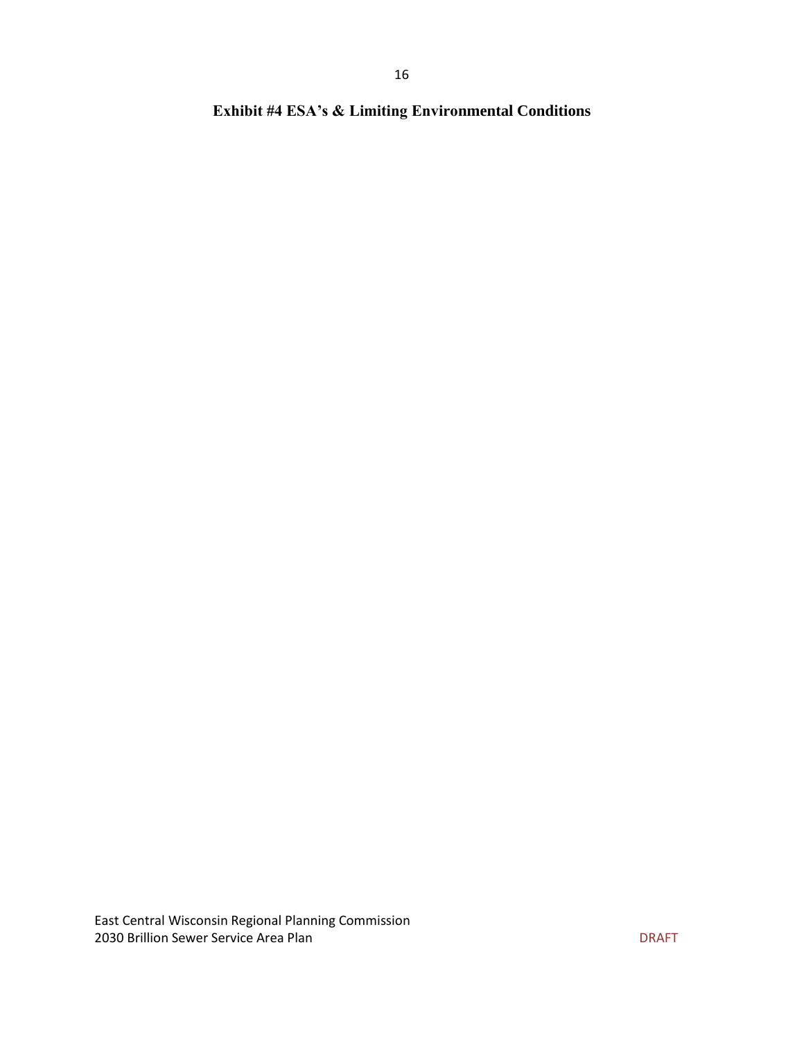# Exhibit #4 ESA's & Limiting Environmental Conditions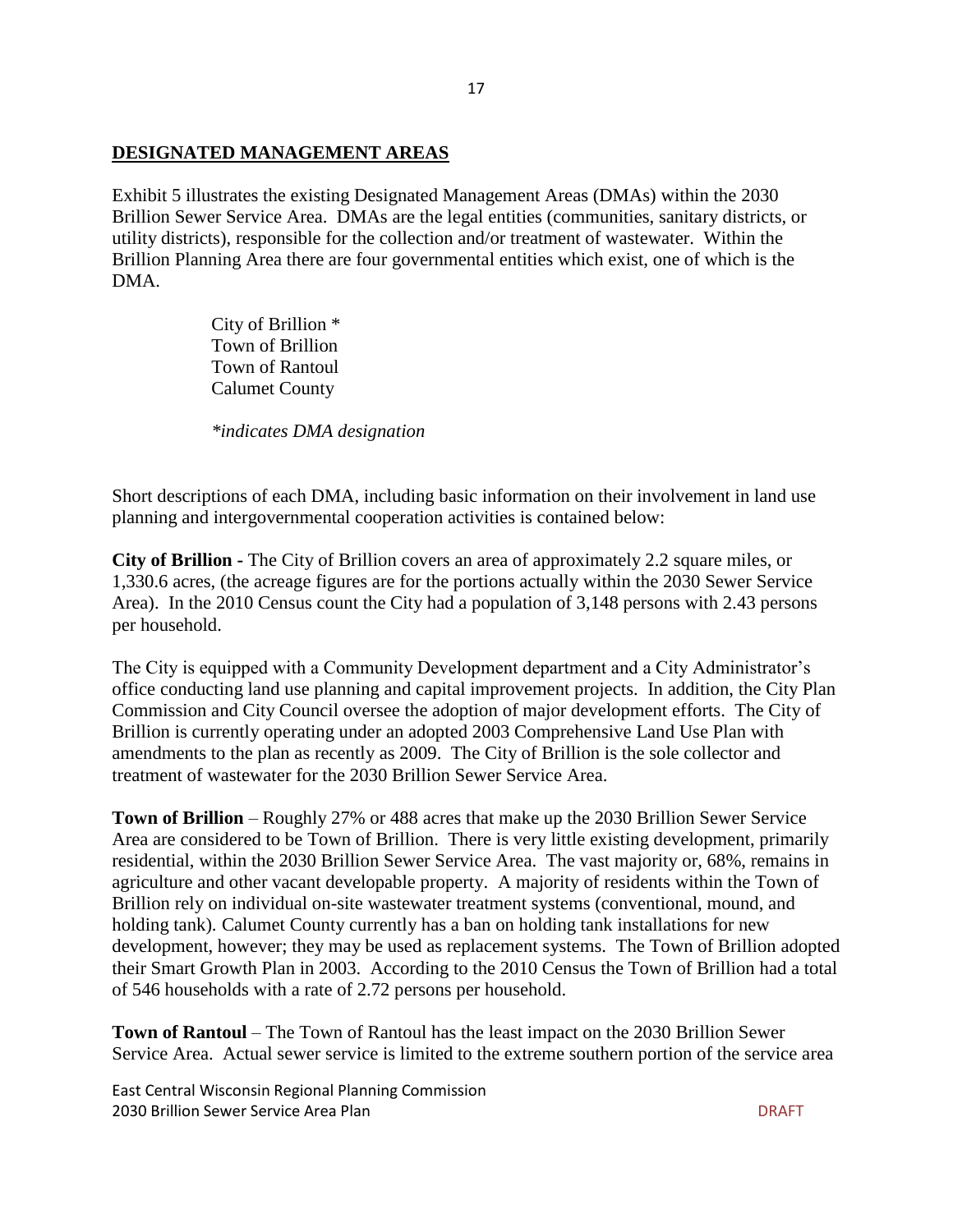## DESIGNATED MANAGEMENT AREAS

Exhibit 5 illustrates the existing Designated Management Areas (DMAs) within the 2030 Brillion Sewer Service Area. DMAs are the legal entities (communities, sanitary districts, or utility districts), responsible for the collection and/or treatment of wastewater. Within the Brillion Planning Area there are four governmental entities which exist, one of which is the DMA.

City of Brillion *
Town of Brillion
Town of Rantoul
Calumet County

*\*indicates DMA designation*

Short descriptions of each DMA, including basic information on their involvement in land use planning and intergovernmental cooperation activities is contained below:

**City of Brillion -** The City of Brillion covers an area of approximately 2.2 square miles, or 1,330.6 acres, (the acreage figures are for the portions actually within the 2030 Sewer Service Area). In the 2010 Census count the City had a population of 3,148 persons with 2.43 persons per household.

The City is equipped with a Community Development department and a City Administrator's office conducting land use planning and capital improvement projects. In addition, the City Plan Commission and City Council oversee the adoption of major development efforts. The City of Brillion is currently operating under an adopted 2003 Comprehensive Land Use Plan with amendments to the plan as recently as 2009. The City of Brillion is the sole collector and treatment of wastewater for the 2030 Brillion Sewer Service Area.

**Town of Brillion** – Roughly 27% or 488 acres that make up the 2030 Brillion Sewer Service Area are considered to be Town of Brillion. There is very little existing development, primarily residential, within the 2030 Brillion Sewer Service Area. The vast majority or, 68%, remains in agriculture and other vacant developable property. A majority of residents within the Town of Brillion rely on individual on-site wastewater treatment systems (conventional, mound, and holding tank). Calumet County currently has a ban on holding tank installations for new development, however; they may be used as replacement systems. The Town of Brillion adopted their Smart Growth Plan in 2003. According to the 2010 Census the Town of Brillion had a total of 546 households with a rate of 2.72 persons per household.

**Town of Rantoul** – The Town of Rantoul has the least impact on the 2030 Brillion Sewer Service Area. Actual sewer service is limited to the extreme southern portion of the service area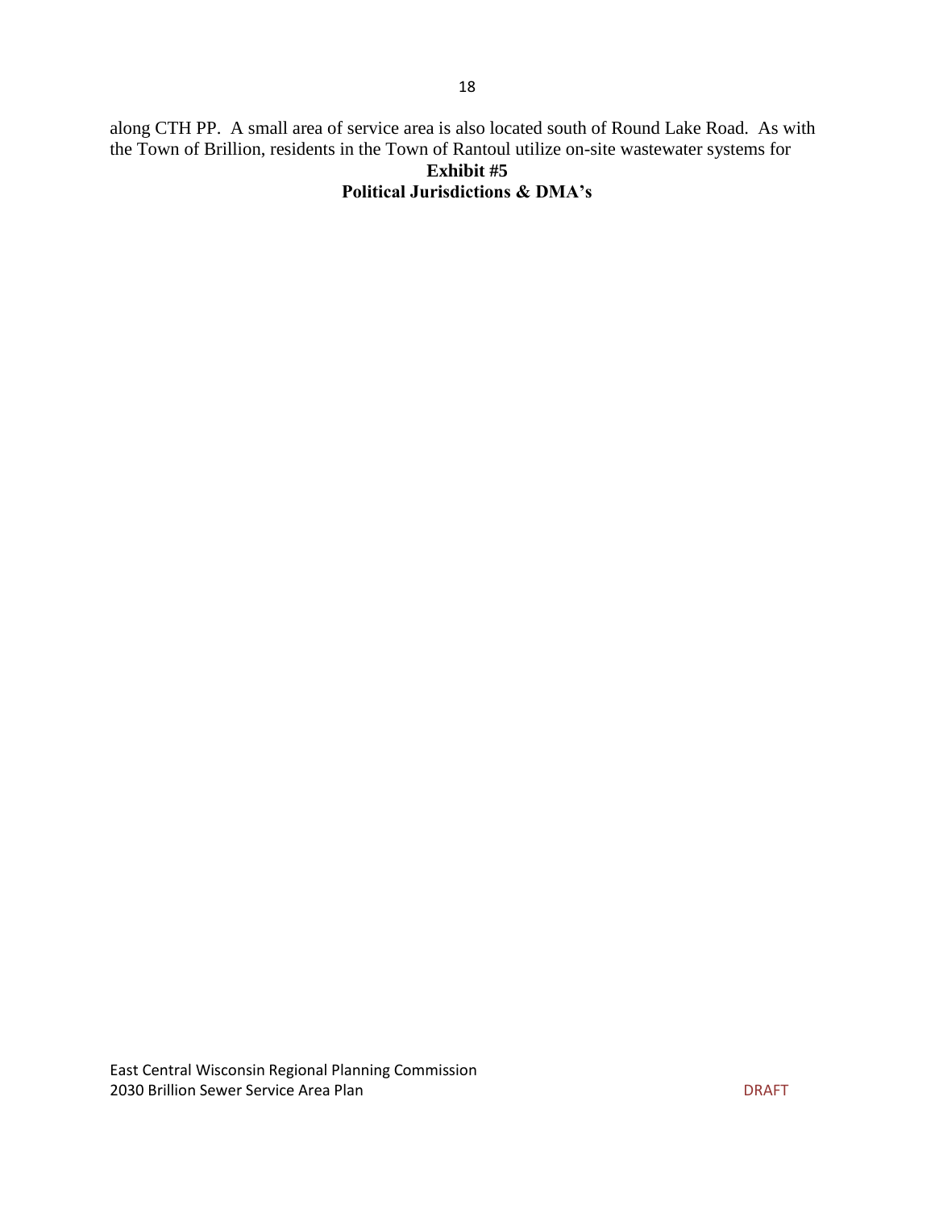along CTH PP. A small area of service area is also located south of Round Lake Road. As with the Town of Brillion, residents in the Town of Rantoul utilize on-site wastewater systems for

**Exhibit #5**
**Political Jurisdictions & DMA's**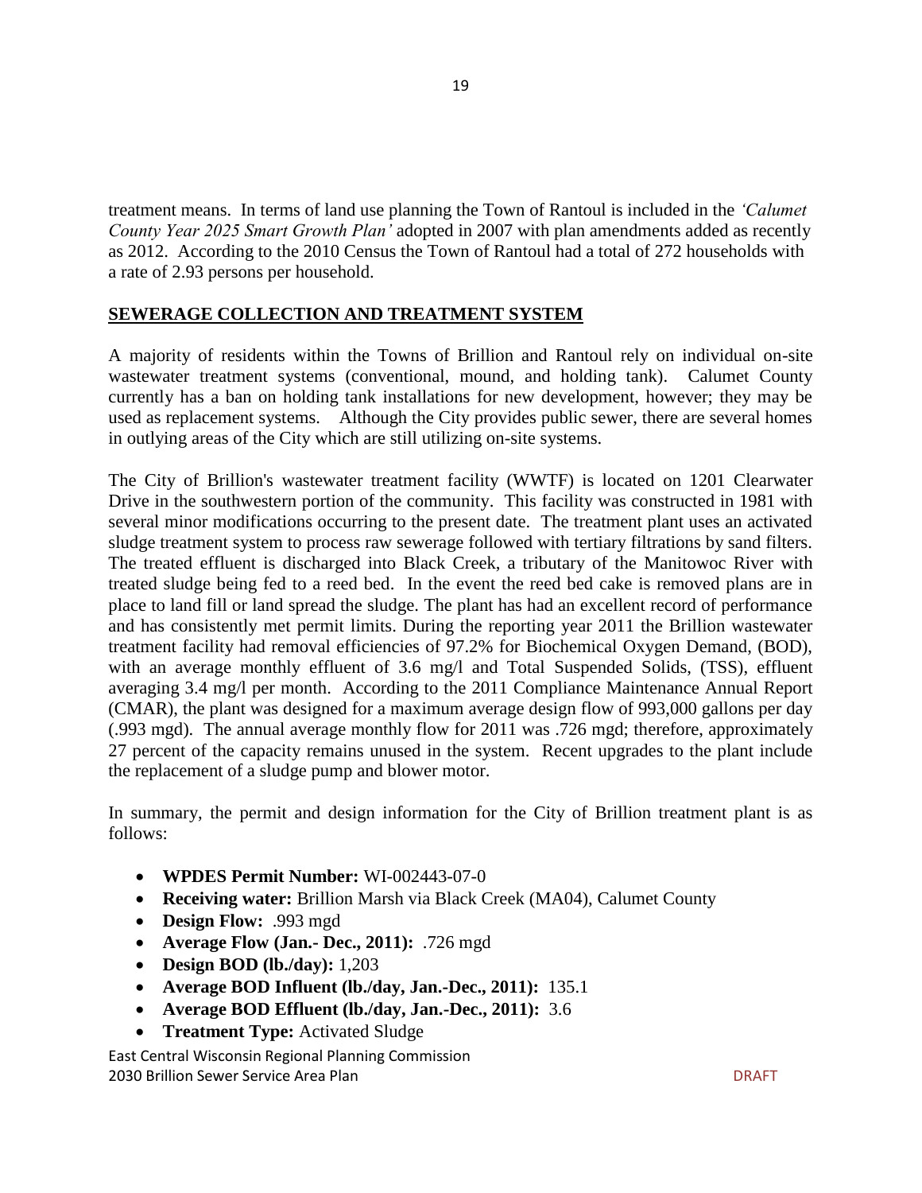treatment means. In terms of land use planning the Town of Rantoul is included in the *'Calumet County Year 2025 Smart Growth Plan'* adopted in 2007 with plan amendments added as recently as 2012. According to the 2010 Census the Town of Rantoul had a total of 272 households with a rate of 2.93 persons per household.

## SEWERAGE COLLECTION AND TREATMENT SYSTEM

A majority of residents within the Towns of Brillion and Rantoul rely on individual on-site wastewater treatment systems (conventional, mound, and holding tank). Calumet County currently has a ban on holding tank installations for new development, however; they may be used as replacement systems. Although the City provides public sewer, there are several homes in outlying areas of the City which are still utilizing on-site systems.

The City of Brillion's wastewater treatment facility (WWTF) is located on 1201 Clearwater Drive in the southwestern portion of the community. This facility was constructed in 1981 with several minor modifications occurring to the present date. The treatment plant uses an activated sludge treatment system to process raw sewerage followed with tertiary filtrations by sand filters. The treated effluent is discharged into Black Creek, a tributary of the Manitowoc River with treated sludge being fed to a reed bed. In the event the reed bed cake is removed plans are in place to land fill or land spread the sludge. The plant has had an excellent record of performance and has consistently met permit limits. During the reporting year 2011 the Brillion wastewater treatment facility had removal efficiencies of 97.2% for Biochemical Oxygen Demand, (BOD), with an average monthly effluent of 3.6 mg/l and Total Suspended Solids, (TSS), effluent averaging 3.4 mg/l per month. According to the 2011 Compliance Maintenance Annual Report (CMAR), the plant was designed for a maximum average design flow of 993,000 gallons per day (.993 mgd). The annual average monthly flow for 2011 was .726 mgd; therefore, approximately 27 percent of the capacity remains unused in the system. Recent upgrades to the plant include the replacement of a sludge pump and blower motor.

In summary, the permit and design information for the City of Brillion treatment plant is as follows:

- **WPDES Permit Number:** WI-002443-07-0
- **Receiving water:** Brillion Marsh via Black Creek (MA04), Calumet County
- **Design Flow:** .993 mgd
- **Average Flow (Jan.- Dec., 2011):** .726 mgd
- **Design BOD (lb./day):** 1,203
- **Average BOD Influent (lb./day, Jan.-Dec., 2011):** 135.1
- **Average BOD Effluent (lb./day, Jan.-Dec., 2011):** 3.6
- **Treatment Type:** Activated Sludge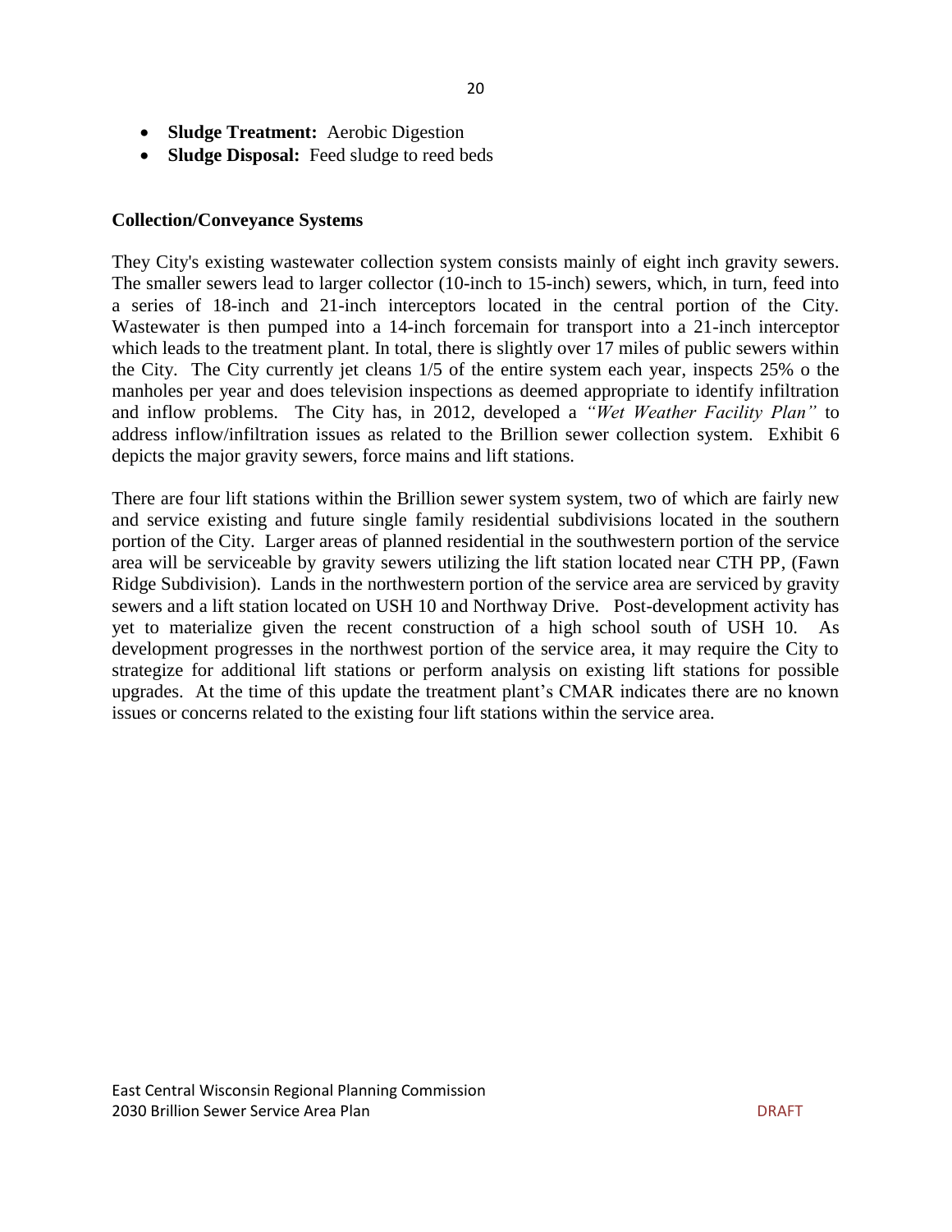- **Sludge Treatment:** Aerobic Digestion
- **Sludge Disposal:** Feed sludge to reed beds

**Collection/Conveyance Systems**

They City's existing wastewater collection system consists mainly of eight inch gravity sewers. The smaller sewers lead to larger collector (10-inch to 15-inch) sewers, which, in turn, feed into a series of 18-inch and 21-inch interceptors located in the central portion of the City. Wastewater is then pumped into a 14-inch forcemain for transport into a 21-inch interceptor which leads to the treatment plant. In total, there is slightly over 17 miles of public sewers within the City. The City currently jet cleans 1/5 of the entire system each year, inspects 25% o the manholes per year and does television inspections as deemed appropriate to identify infiltration and inflow problems. The City has, in 2012, developed a *"Wet Weather Facility Plan"* to address inflow/infiltration issues as related to the Brillion sewer collection system. Exhibit 6 depicts the major gravity sewers, force mains and lift stations.

There are four lift stations within the Brillion sewer system system, two of which are fairly new and service existing and future single family residential subdivisions located in the southern portion of the City. Larger areas of planned residential in the southwestern portion of the service area will be serviceable by gravity sewers utilizing the lift station located near CTH PP, (Fawn Ridge Subdivision). Lands in the northwestern portion of the service area are serviced by gravity sewers and a lift station located on USH 10 and Northway Drive. Post-development activity has yet to materialize given the recent construction of a high school south of USH 10. As development progresses in the northwest portion of the service area, it may require the City to strategize for additional lift stations or perform analysis on existing lift stations for possible upgrades. At the time of this update the treatment plant's CMAR indicates there are no known issues or concerns related to the existing four lift stations within the service area.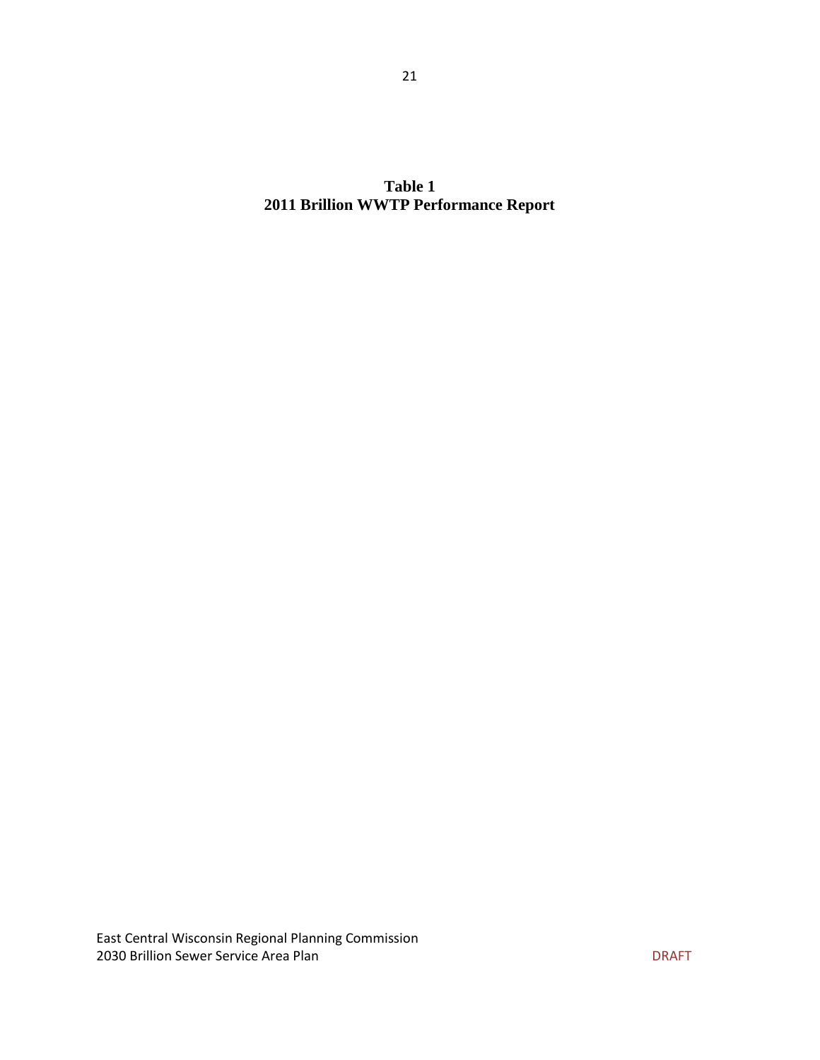**Table 1**
**2011 Brillion WWTP Performance Report**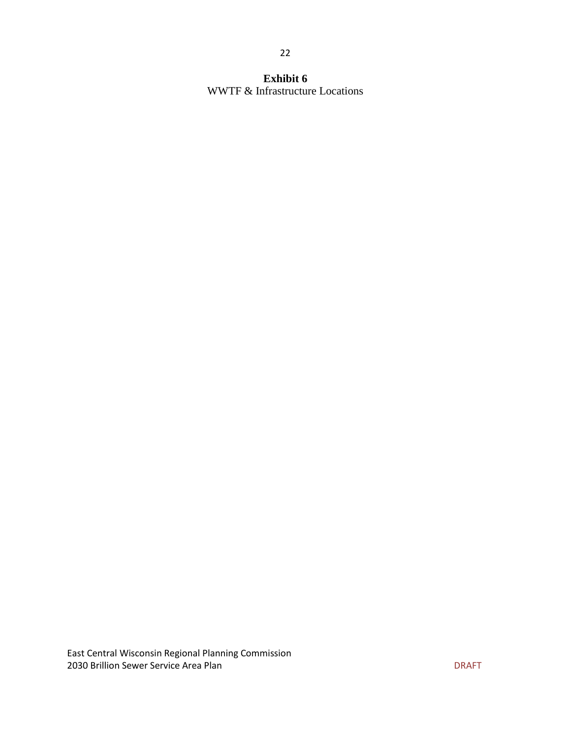**Exhibit 6**

WWTF & Infrastructure Locations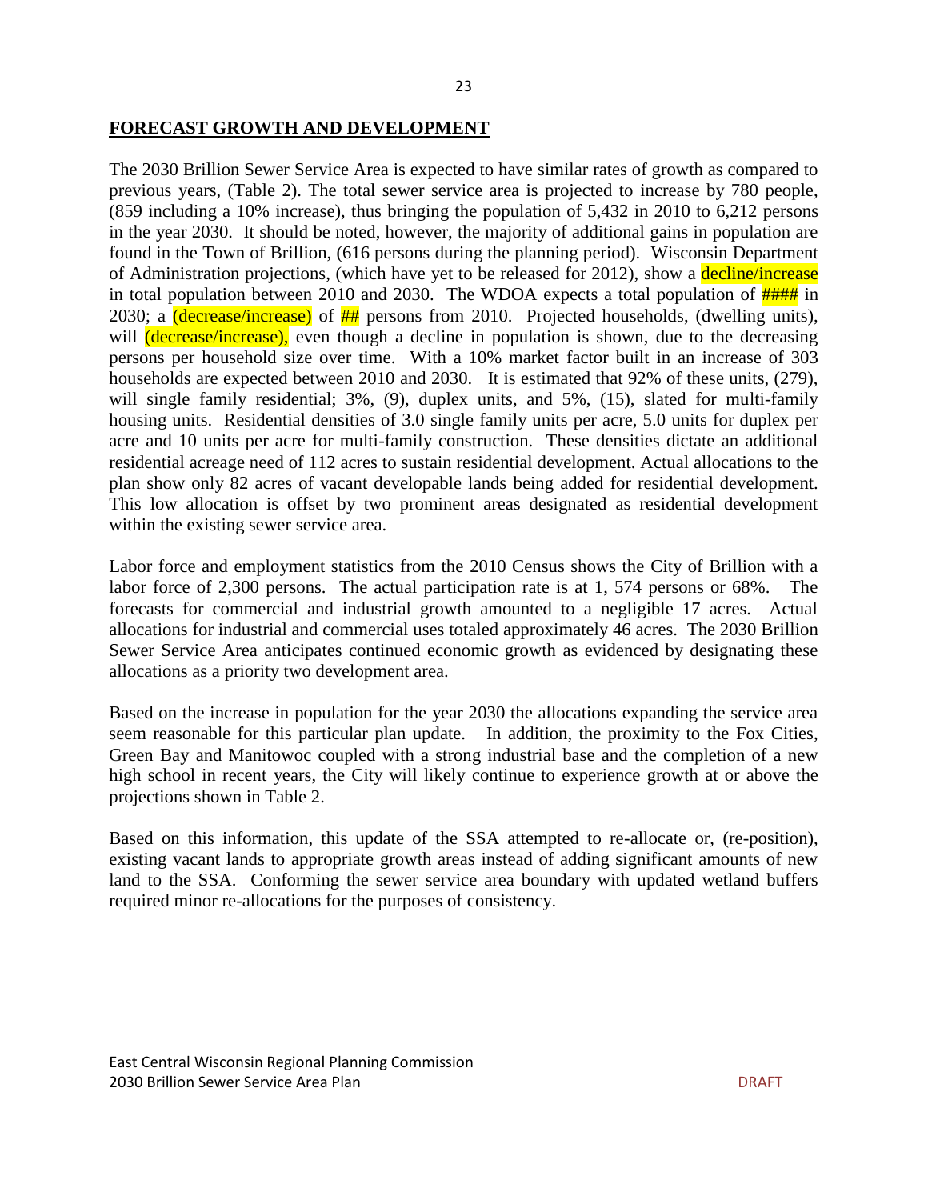## FORECAST GROWTH AND DEVELOPMENT

The 2030 Brillion Sewer Service Area is expected to have similar rates of growth as compared to previous years, (Table 2). The total sewer service area is projected to increase by 780 people, (859 including a 10% increase), thus bringing the population of 5,432 in 2010 to 6,212 persons in the year 2030. It should be noted, however, the majority of additional gains in population are found in the Town of Brillion, (616 persons during the planning period). Wisconsin Department of Administration projections, (which have yet to be released for 2012), show a decline/increase in total population between 2010 and 2030. The WDOA expects a total population of #### in 2030; a (decrease/increase) of ## persons from 2010. Projected households, (dwelling units), will (decrease/increase), even though a decline in population is shown, due to the decreasing persons per household size over time. With a 10% market factor built in an increase of 303 households are expected between 2010 and 2030. It is estimated that 92% of these units, (279), will single family residential; 3%, (9), duplex units, and 5%, (15), slated for multi-family housing units. Residential densities of 3.0 single family units per acre, 5.0 units for duplex per acre and 10 units per acre for multi-family construction. These densities dictate an additional residential acreage need of 112 acres to sustain residential development. Actual allocations to the plan show only 82 acres of vacant developable lands being added for residential development. This low allocation is offset by two prominent areas designated as residential development within the existing sewer service area.

Labor force and employment statistics from the 2010 Census shows the City of Brillion with a labor force of 2,300 persons. The actual participation rate is at 1, 574 persons or 68%. The forecasts for commercial and industrial growth amounted to a negligible 17 acres. Actual allocations for industrial and commercial uses totaled approximately 46 acres. The 2030 Brillion Sewer Service Area anticipates continued economic growth as evidenced by designating these allocations as a priority two development area.

Based on the increase in population for the year 2030 the allocations expanding the service area seem reasonable for this particular plan update. In addition, the proximity to the Fox Cities, Green Bay and Manitowoc coupled with a strong industrial base and the completion of a new high school in recent years, the City will likely continue to experience growth at or above the projections shown in Table 2.

Based on this information, this update of the SSA attempted to re-allocate or, (re-position), existing vacant lands to appropriate growth areas instead of adding significant amounts of new land to the SSA. Conforming the sewer service area boundary with updated wetland buffers required minor re-allocations for the purposes of consistency.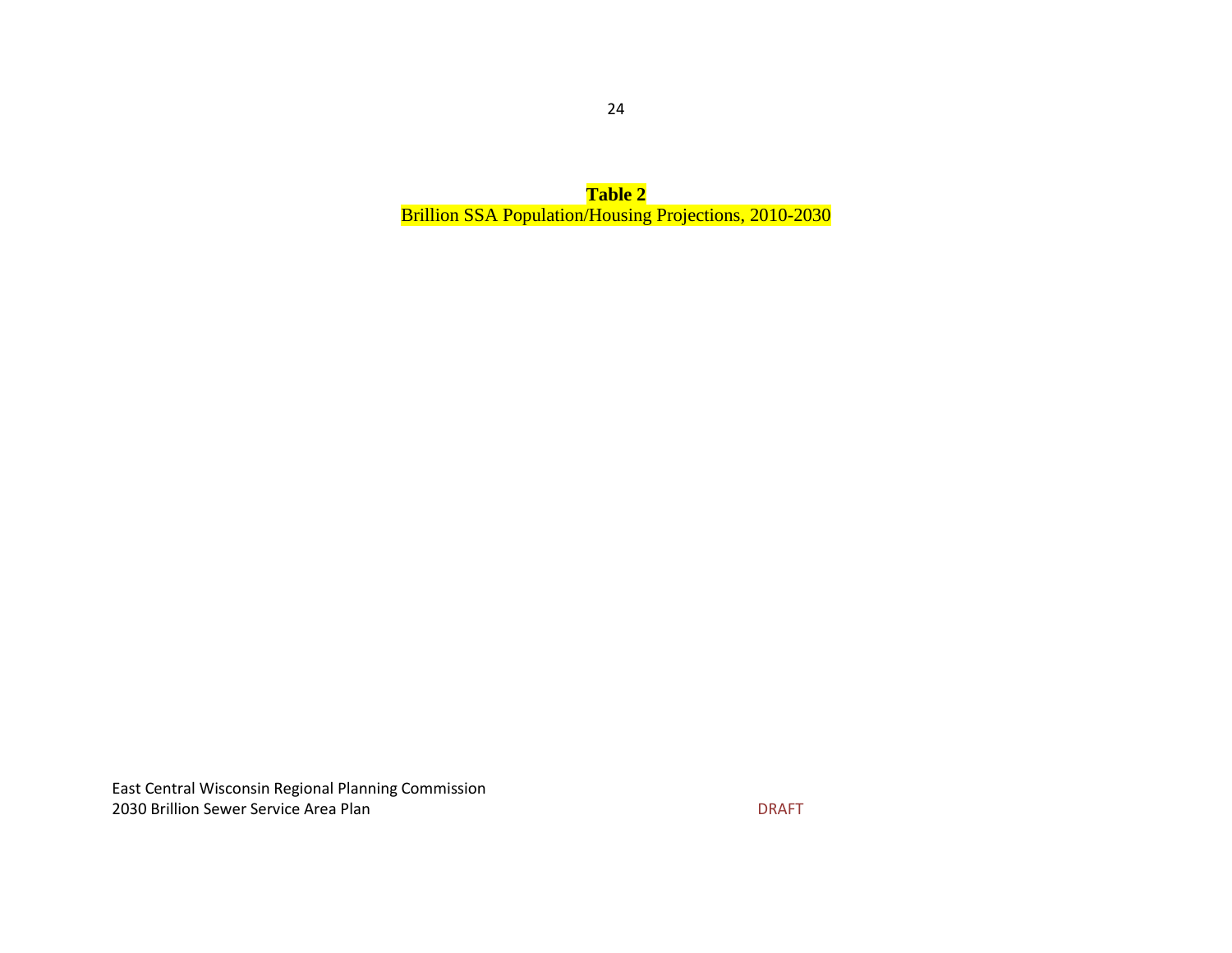**Table 2**
Brillion SSA Population/Housing Projections, 2010-2030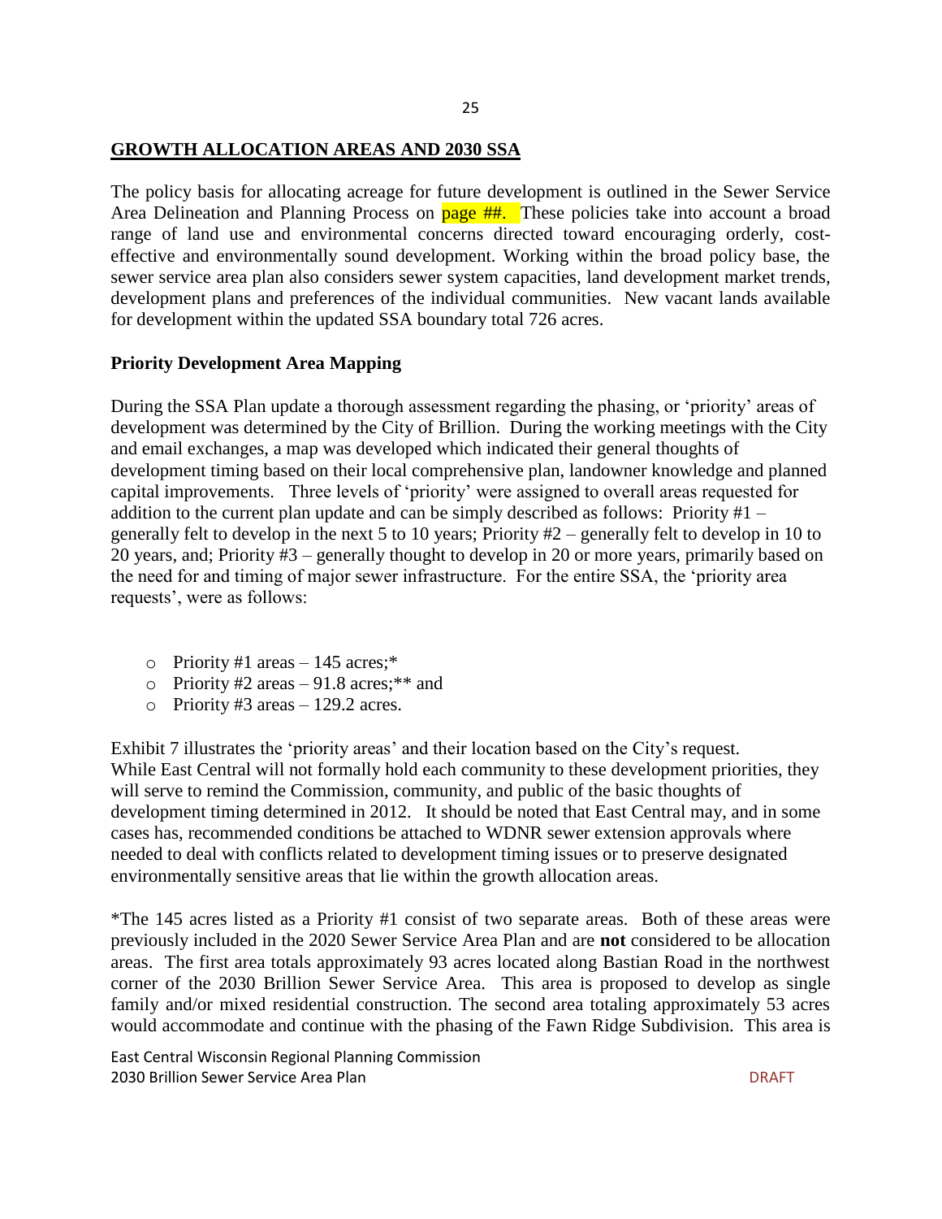## GROWTH ALLOCATION AREAS AND 2030 SSA

The policy basis for allocating acreage for future development is outlined in the Sewer Service Area Delineation and Planning Process on page ##. These policies take into account a broad range of land use and environmental concerns directed toward encouraging orderly, cost-effective and environmentally sound development. Working within the broad policy base, the sewer service area plan also considers sewer system capacities, land development market trends, development plans and preferences of the individual communities. New vacant lands available for development within the updated SSA boundary total 726 acres.

### Priority Development Area Mapping

During the SSA Plan update a thorough assessment regarding the phasing, or 'priority' areas of development was determined by the City of Brillion. During the working meetings with the City and email exchanges, a map was developed which indicated their general thoughts of development timing based on their local comprehensive plan, landowner knowledge and planned capital improvements. Three levels of 'priority' were assigned to overall areas requested for addition to the current plan update and can be simply described as follows: Priority #1 – generally felt to develop in the next 5 to 10 years; Priority #2 – generally felt to develop in 10 to 20 years, and; Priority #3 – generally thought to develop in 20 or more years, primarily based on the need for and timing of major sewer infrastructure. For the entire SSA, the 'priority area requests', were as follows:

- Priority #1 areas – 145 acres;*
- Priority #2 areas – 91.8 acres;** and
- Priority #3 areas – 129.2 acres.

Exhibit 7 illustrates the 'priority areas' and their location based on the City's request. While East Central will not formally hold each community to these development priorities, they will serve to remind the Commission, community, and public of the basic thoughts of development timing determined in 2012. It should be noted that East Central may, and in some cases has, recommended conditions be attached to WDNR sewer extension approvals where needed to deal with conflicts related to development timing issues or to preserve designated environmentally sensitive areas that lie within the growth allocation areas.

*The 145 acres listed as a Priority #1 consist of two separate areas. Both of these areas were previously included in the 2020 Sewer Service Area Plan and are **not** considered to be allocation areas. The first area totals approximately 93 acres located along Bastian Road in the northwest corner of the 2030 Brillion Sewer Service Area. This area is proposed to develop as single family and/or mixed residential construction. The second area totaling approximately 53 acres would accommodate and continue with the phasing of the Fawn Ridge Subdivision. This area is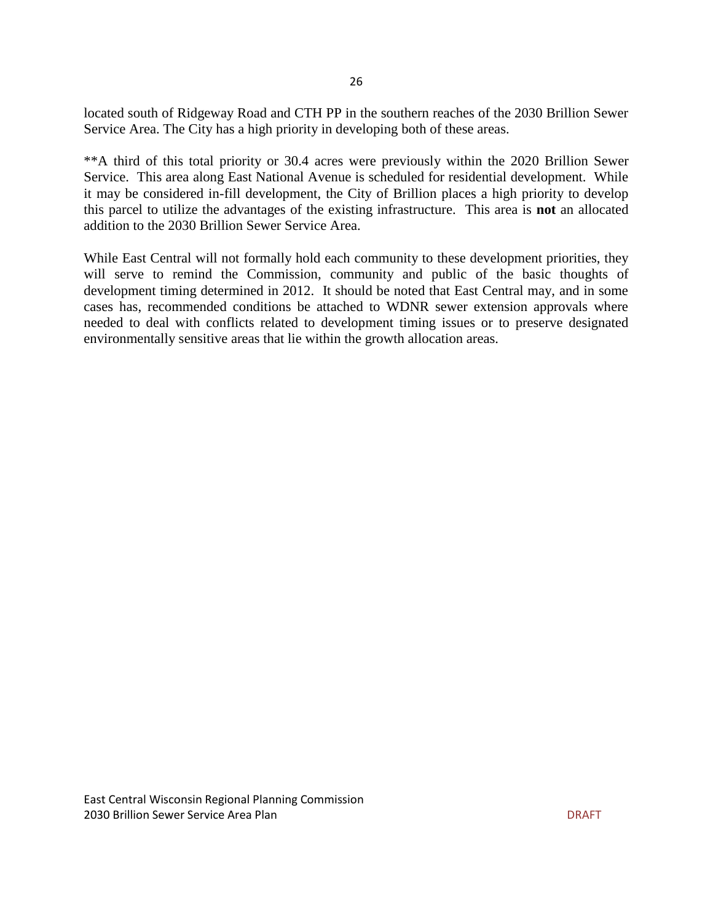located south of Ridgeway Road and CTH PP in the southern reaches of the 2030 Brillion Sewer Service Area. The City has a high priority in developing both of these areas.

**A third of this total priority or 30.4 acres were previously within the 2020 Brillion Sewer Service. This area along East National Avenue is scheduled for residential development. While it may be considered in-fill development, the City of Brillion places a high priority to develop this parcel to utilize the advantages of the existing infrastructure. This area is **not** an allocated addition to the 2030 Brillion Sewer Service Area.

While East Central will not formally hold each community to these development priorities, they will serve to remind the Commission, community and public of the basic thoughts of development timing determined in 2012. It should be noted that East Central may, and in some cases has, recommended conditions be attached to WDNR sewer extension approvals where needed to deal with conflicts related to development timing issues or to preserve designated environmentally sensitive areas that lie within the growth allocation areas.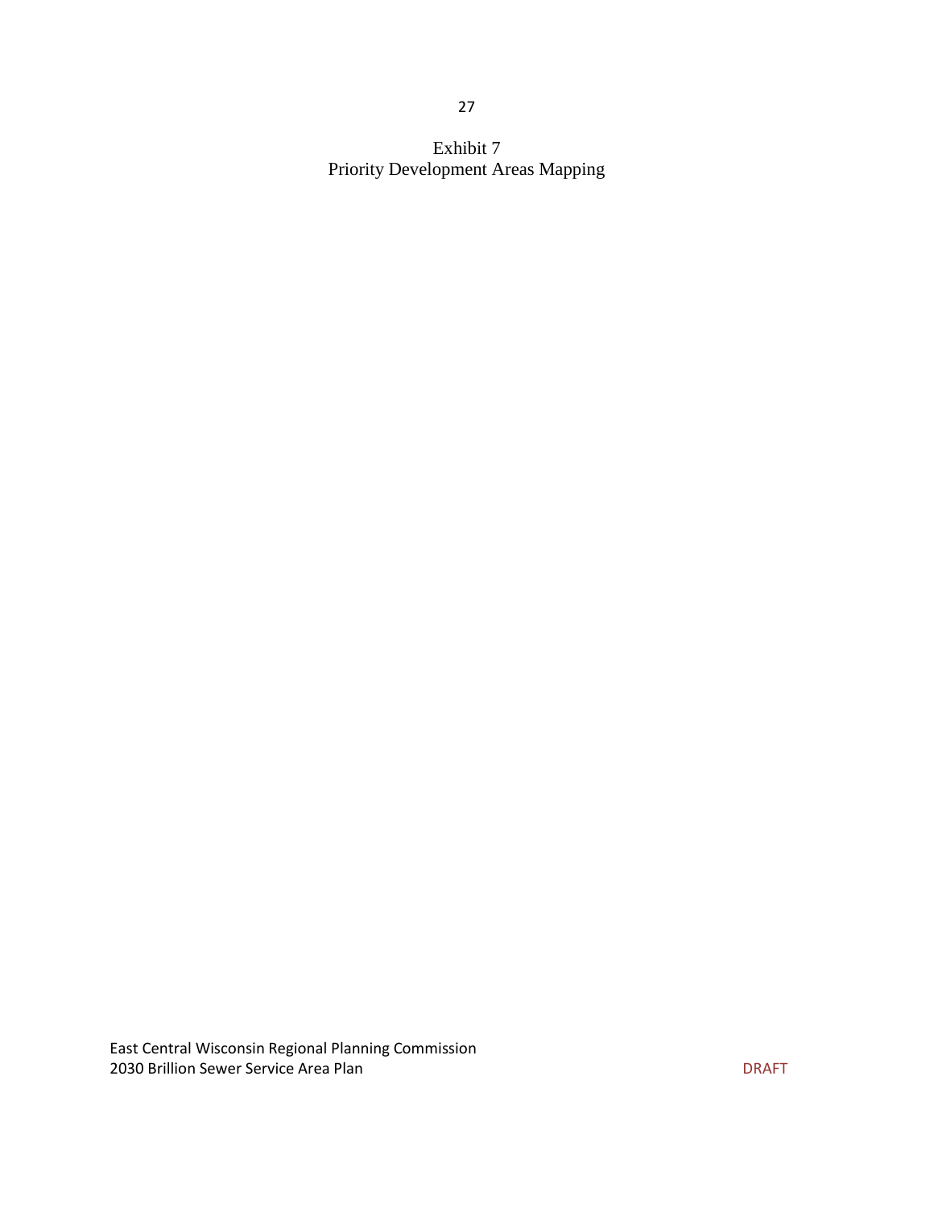# Exhibit 7
# Priority Development Areas Mapping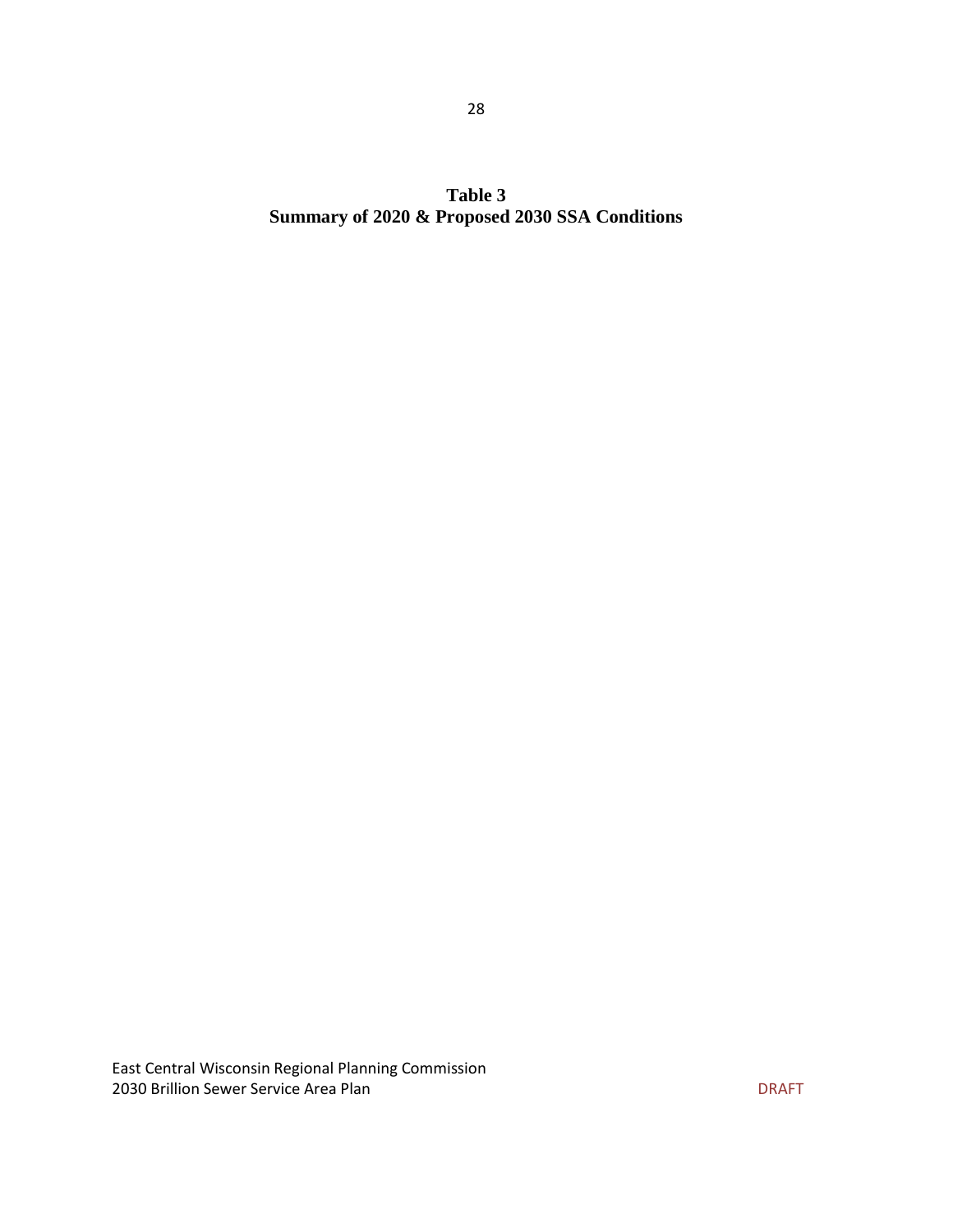**Table 3**
**Summary of 2020 & Proposed 2030 SSA Conditions**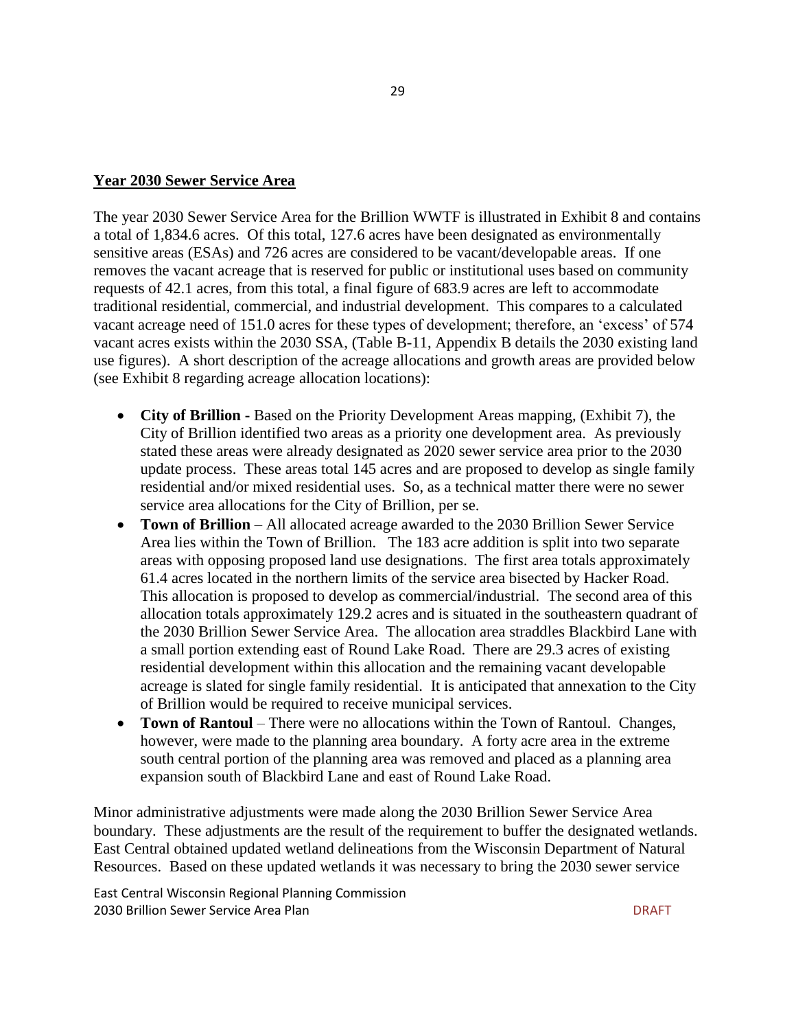## Year 2030 Sewer Service Area

The year 2030 Sewer Service Area for the Brillion WWTF is illustrated in Exhibit 8 and contains a total of 1,834.6 acres. Of this total, 127.6 acres have been designated as environmentally sensitive areas (ESAs) and 726 acres are considered to be vacant/developable areas. If one removes the vacant acreage that is reserved for public or institutional uses based on community requests of 42.1 acres, from this total, a final figure of 683.9 acres are left to accommodate traditional residential, commercial, and industrial development. This compares to a calculated vacant acreage need of 151.0 acres for these types of development; therefore, an 'excess' of 574 vacant acres exists within the 2030 SSA, (Table B-11, Appendix B details the 2030 existing land use figures). A short description of the acreage allocations and growth areas are provided below (see Exhibit 8 regarding acreage allocation locations):

- **City of Brillion -** Based on the Priority Development Areas mapping, (Exhibit 7), the City of Brillion identified two areas as a priority one development area. As previously stated these areas were already designated as 2020 sewer service area prior to the 2030 update process. These areas total 145 acres and are proposed to develop as single family residential and/or mixed residential uses. So, as a technical matter there were no sewer service area allocations for the City of Brillion, per se.
- **Town of Brillion** – All allocated acreage awarded to the 2030 Brillion Sewer Service Area lies within the Town of Brillion. The 183 acre addition is split into two separate areas with opposing proposed land use designations. The first area totals approximately 61.4 acres located in the northern limits of the service area bisected by Hacker Road. This allocation is proposed to develop as commercial/industrial. The second area of this allocation totals approximately 129.2 acres and is situated in the southeastern quadrant of the 2030 Brillion Sewer Service Area. The allocation area straddles Blackbird Lane with a small portion extending east of Round Lake Road. There are 29.3 acres of existing residential development within this allocation and the remaining vacant developable acreage is slated for single family residential. It is anticipated that annexation to the City of Brillion would be required to receive municipal services.
- **Town of Rantoul** – There were no allocations within the Town of Rantoul. Changes, however, were made to the planning area boundary. A forty acre area in the extreme south central portion of the planning area was removed and placed as a planning area expansion south of Blackbird Lane and east of Round Lake Road.

Minor administrative adjustments were made along the 2030 Brillion Sewer Service Area boundary. These adjustments are the result of the requirement to buffer the designated wetlands. East Central obtained updated wetland delineations from the Wisconsin Department of Natural Resources. Based on these updated wetlands it was necessary to bring the 2030 sewer service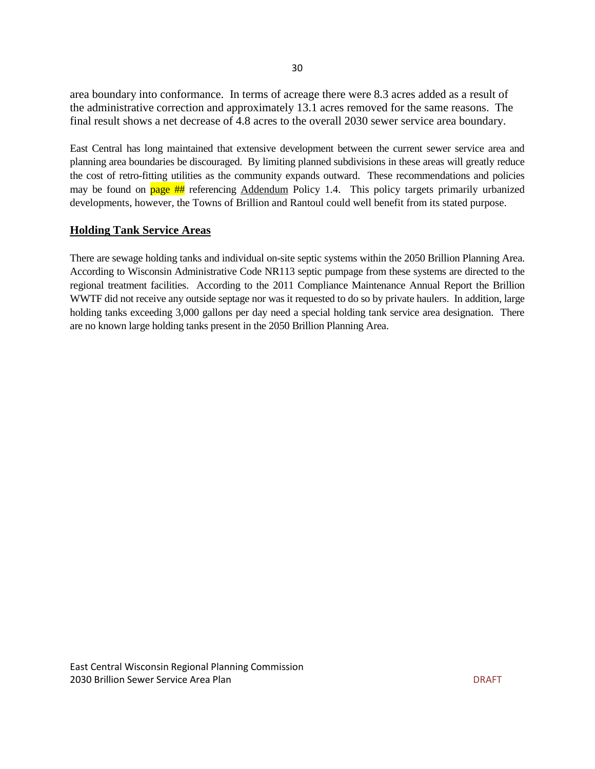area boundary into conformance. In terms of acreage there were 8.3 acres added as a result of the administrative correction and approximately 13.1 acres removed for the same reasons. The final result shows a net decrease of 4.8 acres to the overall 2030 sewer service area boundary.

East Central has long maintained that extensive development between the current sewer service area and planning area boundaries be discouraged. By limiting planned subdivisions in these areas will greatly reduce the cost of retro-fitting utilities as the community expands outward. These recommendations and policies may be found on page ## referencing Addendum Policy 1.4. This policy targets primarily urbanized developments, however, the Towns of Brillion and Rantoul could well benefit from its stated purpose.

## Holding Tank Service Areas

There are sewage holding tanks and individual on-site septic systems within the 2050 Brillion Planning Area. According to Wisconsin Administrative Code NR113 septic pumpage from these systems are directed to the regional treatment facilities. According to the 2011 Compliance Maintenance Annual Report the Brillion WWTF did not receive any outside septage nor was it requested to do so by private haulers. In addition, large holding tanks exceeding 3,000 gallons per day need a special holding tank service area designation. There are no known large holding tanks present in the 2050 Brillion Planning Area.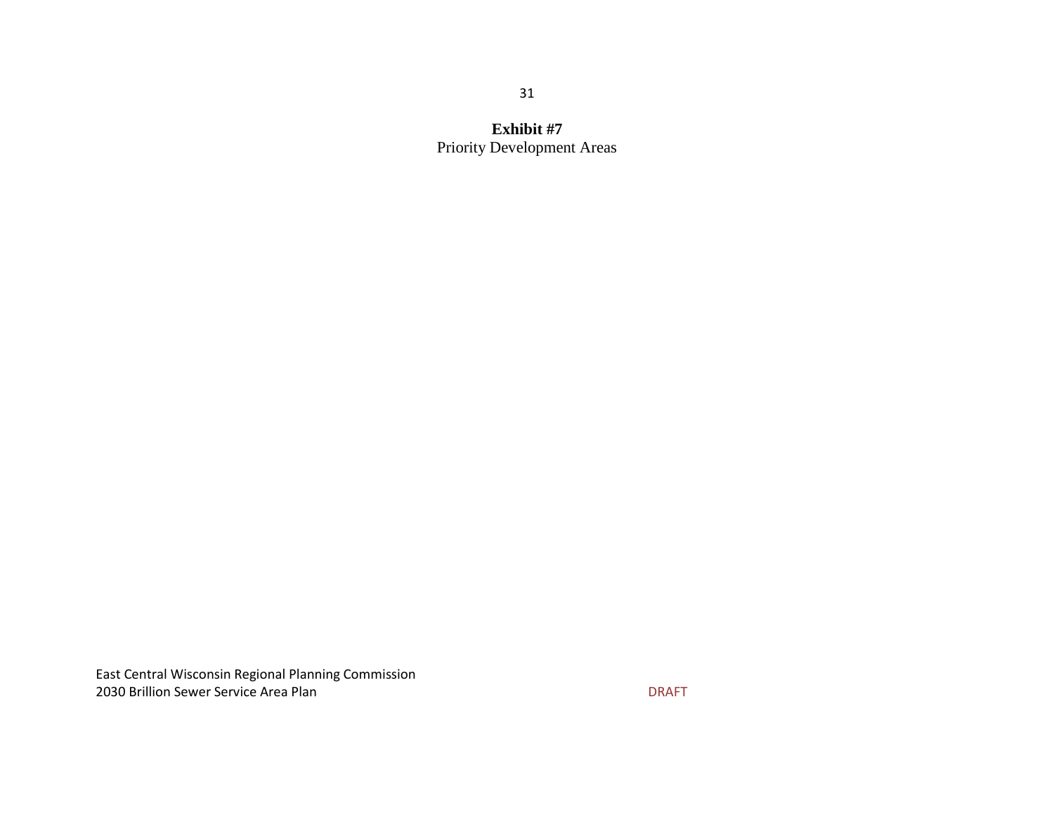**Exhibit #7**

Priority Development Areas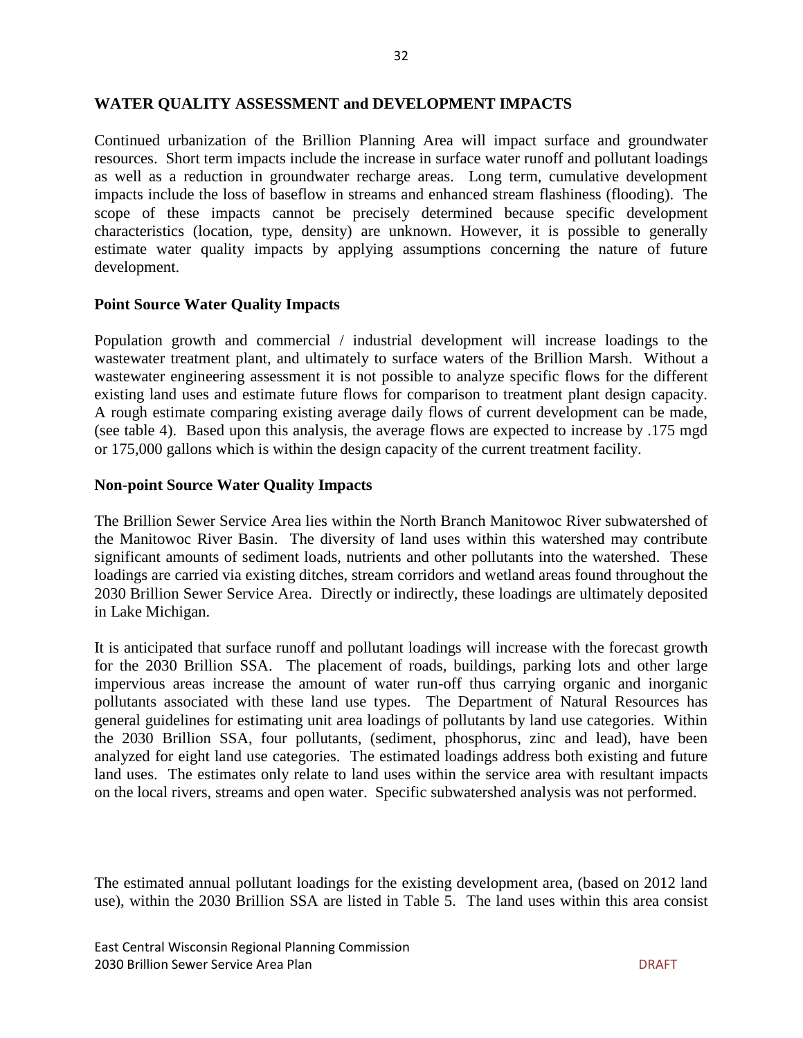## WATER QUALITY ASSESSMENT and DEVELOPMENT IMPACTS

Continued urbanization of the Brillion Planning Area will impact surface and groundwater resources. Short term impacts include the increase in surface water runoff and pollutant loadings as well as a reduction in groundwater recharge areas. Long term, cumulative development impacts include the loss of baseflow in streams and enhanced stream flashiness (flooding). The scope of these impacts cannot be precisely determined because specific development characteristics (location, type, density) are unknown. However, it is possible to generally estimate water quality impacts by applying assumptions concerning the nature of future development.

### Point Source Water Quality Impacts

Population growth and commercial / industrial development will increase loadings to the wastewater treatment plant, and ultimately to surface waters of the Brillion Marsh. Without a wastewater engineering assessment it is not possible to analyze specific flows for the different existing land uses and estimate future flows for comparison to treatment plant design capacity. A rough estimate comparing existing average daily flows of current development can be made, (see table 4). Based upon this analysis, the average flows are expected to increase by .175 mgd or 175,000 gallons which is within the design capacity of the current treatment facility.

### Non-point Source Water Quality Impacts

The Brillion Sewer Service Area lies within the North Branch Manitowoc River subwatershed of the Manitowoc River Basin. The diversity of land uses within this watershed may contribute significant amounts of sediment loads, nutrients and other pollutants into the watershed. These loadings are carried via existing ditches, stream corridors and wetland areas found throughout the 2030 Brillion Sewer Service Area. Directly or indirectly, these loadings are ultimately deposited in Lake Michigan.

It is anticipated that surface runoff and pollutant loadings will increase with the forecast growth for the 2030 Brillion SSA. The placement of roads, buildings, parking lots and other large impervious areas increase the amount of water run-off thus carrying organic and inorganic pollutants associated with these land use types. The Department of Natural Resources has general guidelines for estimating unit area loadings of pollutants by land use categories. Within the 2030 Brillion SSA, four pollutants, (sediment, phosphorus, zinc and lead), have been analyzed for eight land use categories. The estimated loadings address both existing and future land uses. The estimates only relate to land uses within the service area with resultant impacts on the local rivers, streams and open water. Specific subwatershed analysis was not performed.

The estimated annual pollutant loadings for the existing development area, (based on 2012 land use), within the 2030 Brillion SSA are listed in Table 5. The land uses within this area consist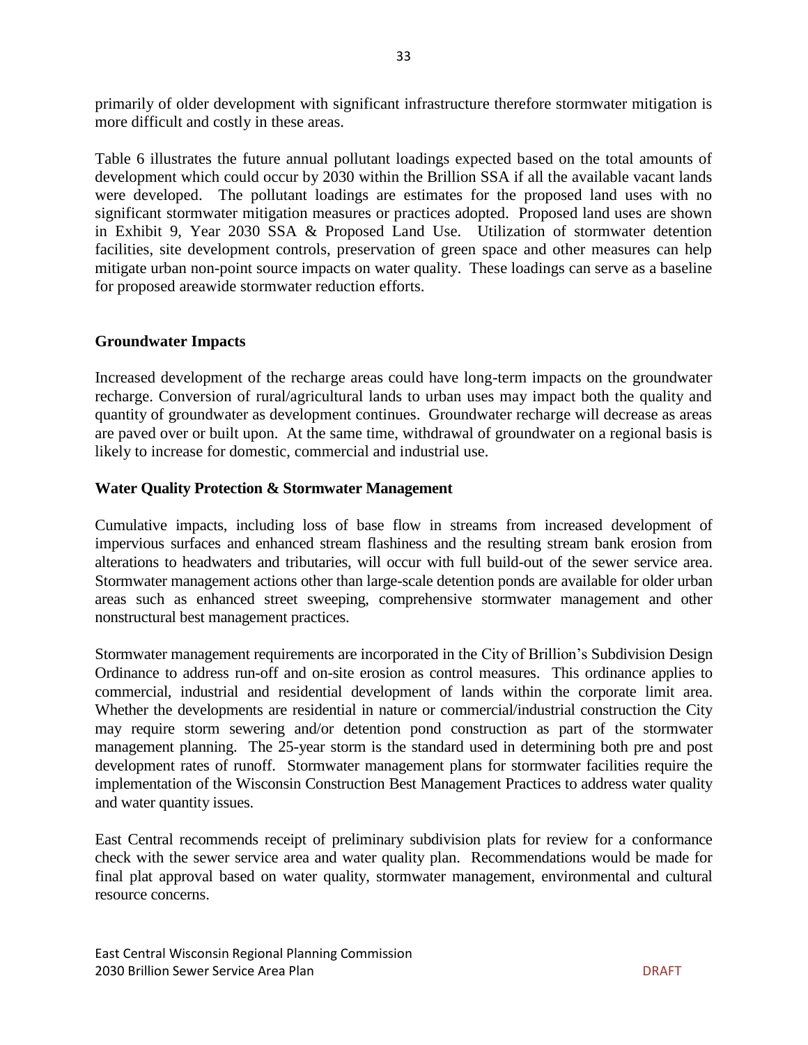primarily of older development with significant infrastructure therefore stormwater mitigation is more difficult and costly in these areas.

Table 6 illustrates the future annual pollutant loadings expected based on the total amounts of development which could occur by 2030 within the Brillion SSA if all the available vacant lands were developed. The pollutant loadings are estimates for the proposed land uses with no significant stormwater mitigation measures or practices adopted. Proposed land uses are shown in Exhibit 9, Year 2030 SSA & Proposed Land Use. Utilization of stormwater detention facilities, site development controls, preservation of green space and other measures can help mitigate urban non-point source impacts on water quality. These loadings can serve as a baseline for proposed areawide stormwater reduction efforts.

**Groundwater Impacts**

Increased development of the recharge areas could have long-term impacts on the groundwater recharge. Conversion of rural/agricultural lands to urban uses may impact both the quality and quantity of groundwater as development continues. Groundwater recharge will decrease as areas are paved over or built upon. At the same time, withdrawal of groundwater on a regional basis is likely to increase for domestic, commercial and industrial use.

**Water Quality Protection & Stormwater Management**

Cumulative impacts, including loss of base flow in streams from increased development of impervious surfaces and enhanced stream flashiness and the resulting stream bank erosion from alterations to headwaters and tributaries, will occur with full build-out of the sewer service area. Stormwater management actions other than large-scale detention ponds are available for older urban areas such as enhanced street sweeping, comprehensive stormwater management and other nonstructural best management practices.

Stormwater management requirements are incorporated in the City of Brillion's Subdivision Design Ordinance to address run-off and on-site erosion as control measures. This ordinance applies to commercial, industrial and residential development of lands within the corporate limit area. Whether the developments are residential in nature or commercial/industrial construction the City may require storm sewering and/or detention pond construction as part of the stormwater management planning. The 25-year storm is the standard used in determining both pre and post development rates of runoff. Stormwater management plans for stormwater facilities require the implementation of the Wisconsin Construction Best Management Practices to address water quality and water quantity issues.

East Central recommends receipt of preliminary subdivision plats for review for a conformance check with the sewer service area and water quality plan. Recommendations would be made for final plat approval based on water quality, stormwater management, environmental and cultural resource concerns.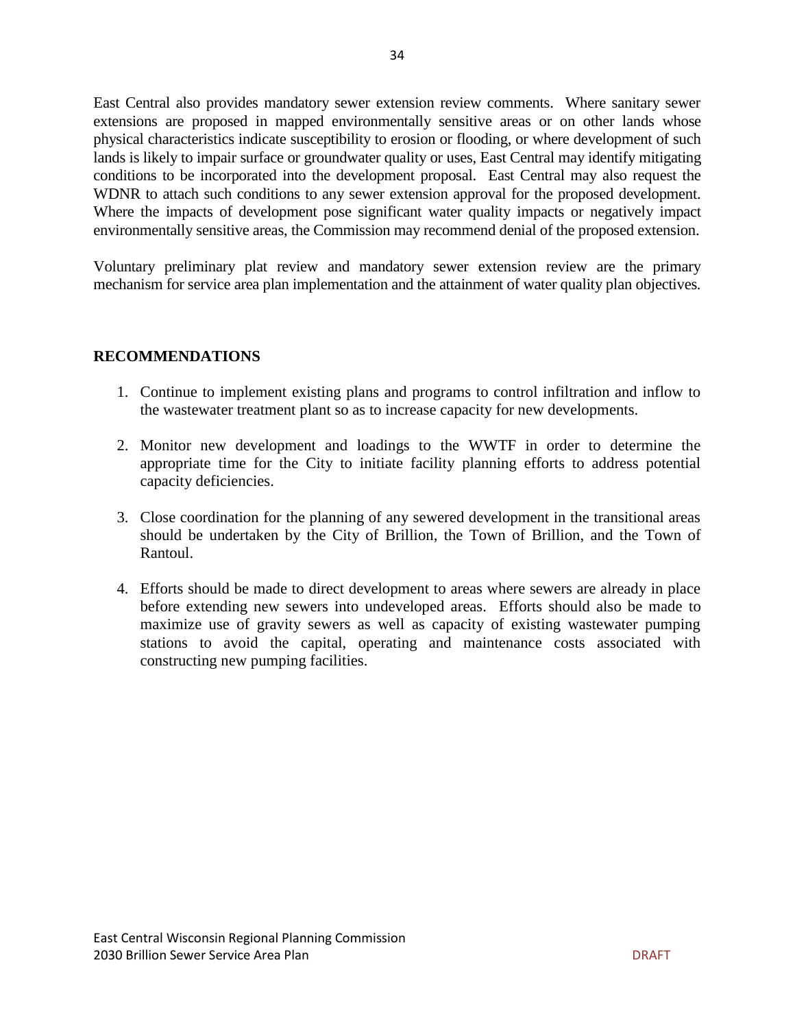East Central also provides mandatory sewer extension review comments. Where sanitary sewer extensions are proposed in mapped environmentally sensitive areas or on other lands whose physical characteristics indicate susceptibility to erosion or flooding, or where development of such lands is likely to impair surface or groundwater quality or uses, East Central may identify mitigating conditions to be incorporated into the development proposal. East Central may also request the WDNR to attach such conditions to any sewer extension approval for the proposed development. Where the impacts of development pose significant water quality impacts or negatively impact environmentally sensitive areas, the Commission may recommend denial of the proposed extension.

Voluntary preliminary plat review and mandatory sewer extension review are the primary mechanism for service area plan implementation and the attainment of water quality plan objectives.

## RECOMMENDATIONS

1. Continue to implement existing plans and programs to control infiltration and inflow to the wastewater treatment plant so as to increase capacity for new developments.

2. Monitor new development and loadings to the WWTF in order to determine the appropriate time for the City to initiate facility planning efforts to address potential capacity deficiencies.

3. Close coordination for the planning of any sewered development in the transitional areas should be undertaken by the City of Brillion, the Town of Brillion, and the Town of Rantoul.

4. Efforts should be made to direct development to areas where sewers are already in place before extending new sewers into undeveloped areas. Efforts should also be made to maximize use of gravity sewers as well as capacity of existing wastewater pumping stations to avoid the capital, operating and maintenance costs associated with constructing new pumping facilities.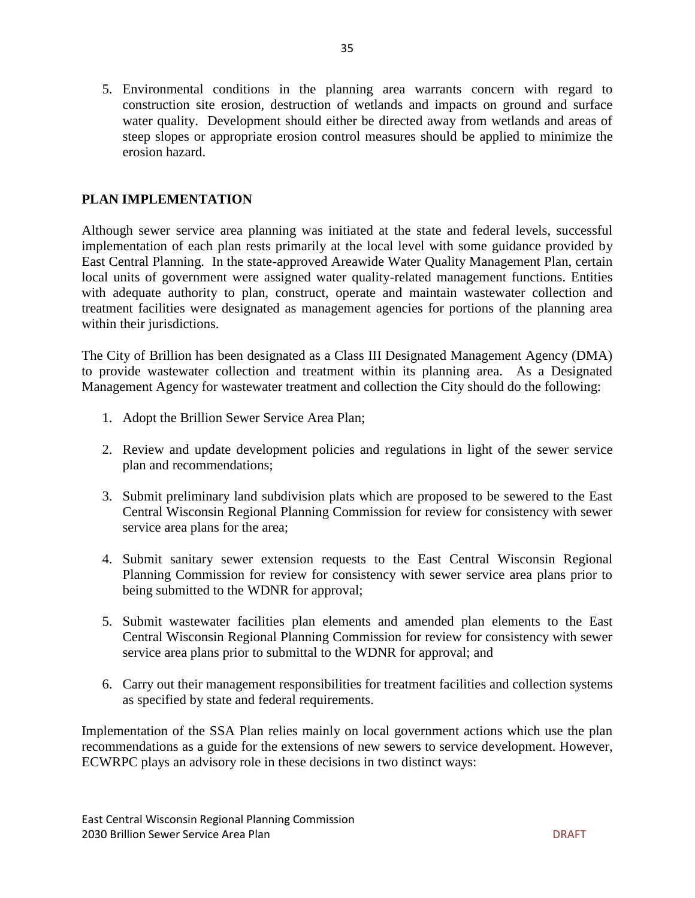5. Environmental conditions in the planning area warrants concern with regard to construction site erosion, destruction of wetlands and impacts on ground and surface water quality. Development should either be directed away from wetlands and areas of steep slopes or appropriate erosion control measures should be applied to minimize the erosion hazard.

## PLAN IMPLEMENTATION

Although sewer service area planning was initiated at the state and federal levels, successful implementation of each plan rests primarily at the local level with some guidance provided by East Central Planning. In the state-approved Areawide Water Quality Management Plan, certain local units of government were assigned water quality-related management functions. Entities with adequate authority to plan, construct, operate and maintain wastewater collection and treatment facilities were designated as management agencies for portions of the planning area within their jurisdictions.

The City of Brillion has been designated as a Class III Designated Management Agency (DMA) to provide wastewater collection and treatment within its planning area. As a Designated Management Agency for wastewater treatment and collection the City should do the following:

1. Adopt the Brillion Sewer Service Area Plan;
2. Review and update development policies and regulations in light of the sewer service plan and recommendations;
3. Submit preliminary land subdivision plats which are proposed to be sewered to the East Central Wisconsin Regional Planning Commission for review for consistency with sewer service area plans for the area;
4. Submit sanitary sewer extension requests to the East Central Wisconsin Regional Planning Commission for review for consistency with sewer service area plans prior to being submitted to the WDNR for approval;
5. Submit wastewater facilities plan elements and amended plan elements to the East Central Wisconsin Regional Planning Commission for review for consistency with sewer service area plans prior to submittal to the WDNR for approval; and
6. Carry out their management responsibilities for treatment facilities and collection systems as specified by state and federal requirements.

Implementation of the SSA Plan relies mainly on local government actions which use the plan recommendations as a guide for the extensions of new sewers to service development. However, ECWRPC plays an advisory role in these decisions in two distinct ways: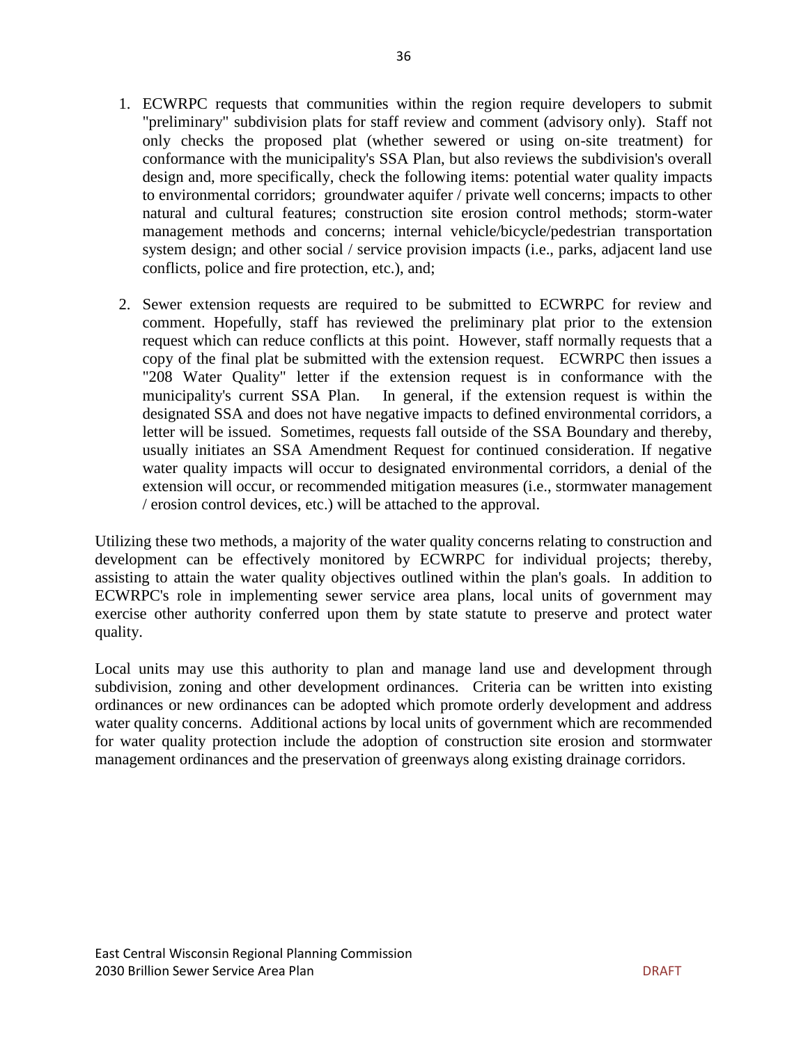1. ECWRPC requests that communities within the region require developers to submit "preliminary" subdivision plats for staff review and comment (advisory only). Staff not only checks the proposed plat (whether sewered or using on-site treatment) for conformance with the municipality's SSA Plan, but also reviews the subdivision's overall design and, more specifically, check the following items: potential water quality impacts to environmental corridors; groundwater aquifer / private well concerns; impacts to other natural and cultural features; construction site erosion control methods; storm-water management methods and concerns; internal vehicle/bicycle/pedestrian transportation system design; and other social / service provision impacts (i.e., parks, adjacent land use conflicts, police and fire protection, etc.), and;

2. Sewer extension requests are required to be submitted to ECWRPC for review and comment. Hopefully, staff has reviewed the preliminary plat prior to the extension request which can reduce conflicts at this point. However, staff normally requests that a copy of the final plat be submitted with the extension request. ECWRPC then issues a "208 Water Quality" letter if the extension request is in conformance with the municipality's current SSA Plan. In general, if the extension request is within the designated SSA and does not have negative impacts to defined environmental corridors, a letter will be issued. Sometimes, requests fall outside of the SSA Boundary and thereby, usually initiates an SSA Amendment Request for continued consideration. If negative water quality impacts will occur to designated environmental corridors, a denial of the extension will occur, or recommended mitigation measures (i.e., stormwater management / erosion control devices, etc.) will be attached to the approval.

Utilizing these two methods, a majority of the water quality concerns relating to construction and development can be effectively monitored by ECWRPC for individual projects; thereby, assisting to attain the water quality objectives outlined within the plan's goals. In addition to ECWRPC's role in implementing sewer service area plans, local units of government may exercise other authority conferred upon them by state statute to preserve and protect water quality.

Local units may use this authority to plan and manage land use and development through subdivision, zoning and other development ordinances. Criteria can be written into existing ordinances or new ordinances can be adopted which promote orderly development and address water quality concerns. Additional actions by local units of government which are recommended for water quality protection include the adoption of construction site erosion and stormwater management ordinances and the preservation of greenways along existing drainage corridors.